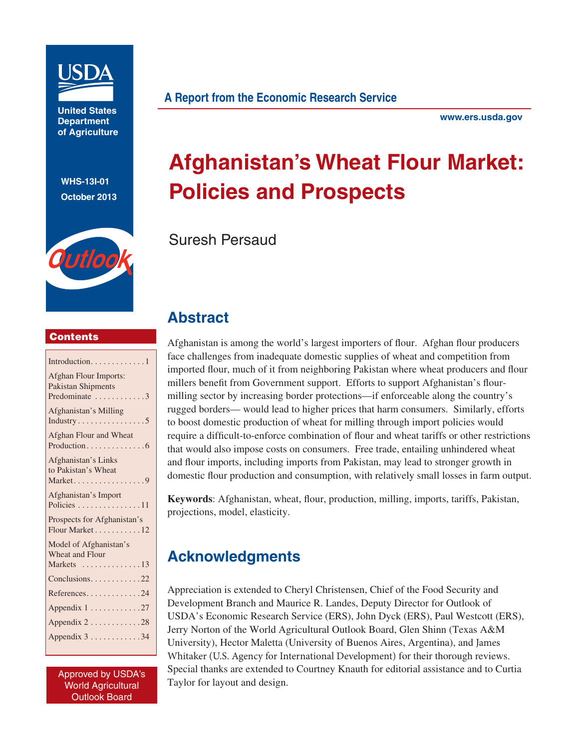USDA

United States Department of Agriculture

WHS-13I-01

October 2013

Outlook

A Report from the Economic Research Service

www.ers.usda.gov

# Afghanistan's Wheat Flour Market: Policies and Prospects

Suresh Persaud

## Contents

| | |
|---|---|
| Introduction | 1 |
| Afghan Flour Imports: Pakistan Shipments Predominate | 3 |
| Afghanistan's Milling Industry | 5 |
| Afghan Flour and Wheat Production | 6 |
| Afghanistan's Links to Pakistan's Wheat Market | 9 |
| Afghanistan's Import Policies | 11 |
| Prospects for Afghanistan's Flour Market | 12 |
| Model of Afghanistan's Wheat and Flour Markets | 13 |
| Conclusions | 22 |
| References | 24 |
| Appendix 1 | 27 |
| Appendix 2 | 28 |
| Appendix 3 | 34 |

Approved by USDA's World Agricultural Outlook Board

## Abstract

Afghanistan is among the world's largest importers of flour. Afghan flour producers face challenges from inadequate domestic supplies of wheat and competition from imported flour, much of it from neighboring Pakistan where wheat producers and flour millers benefit from Government support. Efforts to support Afghanistan's flour-milling sector by increasing border protections—if enforceable along the country's rugged borders— would lead to higher prices that harm consumers. Similarly, efforts to boost domestic production of wheat for milling through import policies would require a difficult-to-enforce combination of flour and wheat tariffs or other restrictions that would also impose costs on consumers. Free trade, entailing unhindered wheat and flour imports, including imports from Pakistan, may lead to stronger growth in domestic flour production and consumption, with relatively small losses in farm output.

**Keywords**: Afghanistan, wheat, flour, production, milling, imports, tariffs, Pakistan, projections, model, elasticity.

## Acknowledgments

Appreciation is extended to Cheryl Christensen, Chief of the Food Security and Development Branch and Maurice R. Landes, Deputy Director for Outlook of USDA's Economic Research Service (ERS), John Dyck (ERS), Paul Westcott (ERS), Jerry Norton of the World Agricultural Outlook Board, Glen Shinn (Texas A&M University), Hector Maletta (University of Buenos Aires, Argentina), and James Whitaker (U.S. Agency for International Development) for their thorough reviews. Special thanks are extended to Courtney Knauth for editorial assistance and to Curtia Taylor for layout and design.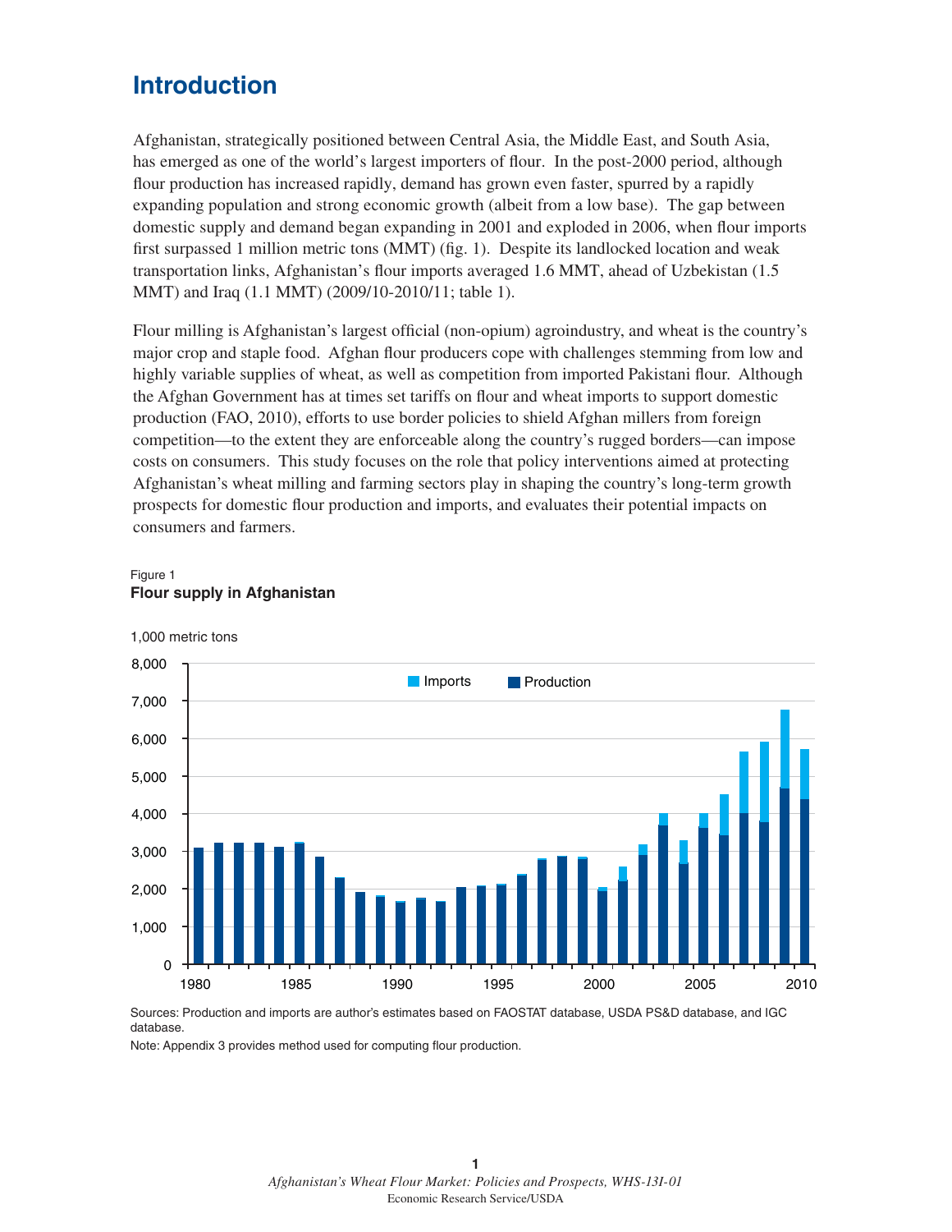# Introduction

Afghanistan, strategically positioned between Central Asia, the Middle East, and South Asia, has emerged as one of the world's largest importers of flour. In the post-2000 period, although flour production has increased rapidly, demand has grown even faster, spurred by a rapidly expanding population and strong economic growth (albeit from a low base). The gap between domestic supply and demand began expanding in 2001 and exploded in 2006, when flour imports first surpassed 1 million metric tons (MMT) (fig. 1). Despite its landlocked location and weak transportation links, Afghanistan's flour imports averaged 1.6 MMT, ahead of Uzbekistan (1.5 MMT) and Iraq (1.1 MMT) (2009/10-2010/11; table 1).

Flour milling is Afghanistan's largest official (non-opium) agroindustry, and wheat is the country's major crop and staple food. Afghan flour producers cope with challenges stemming from low and highly variable supplies of wheat, as well as competition from imported Pakistani flour. Although the Afghan Government has at times set tariffs on flour and wheat imports to support domestic production (FAO, 2010), efforts to use border policies to shield Afghan millers from foreign competition—to the extent they are enforceable along the country's rugged borders—can impose costs on consumers. This study focuses on the role that policy interventions aimed at protecting Afghanistan's wheat milling and farming sectors play in shaping the country's long-term growth prospects for domestic flour production and imports, and evaluates their potential impacts on consumers and farmers.

Figure 1
**Flour supply in Afghanistan**

Sources: Production and imports are author's estimates based on FAOSTAT database, USDA PS&D database, and IGC database.

Note: Appendix 3 provides method used for computing flour production.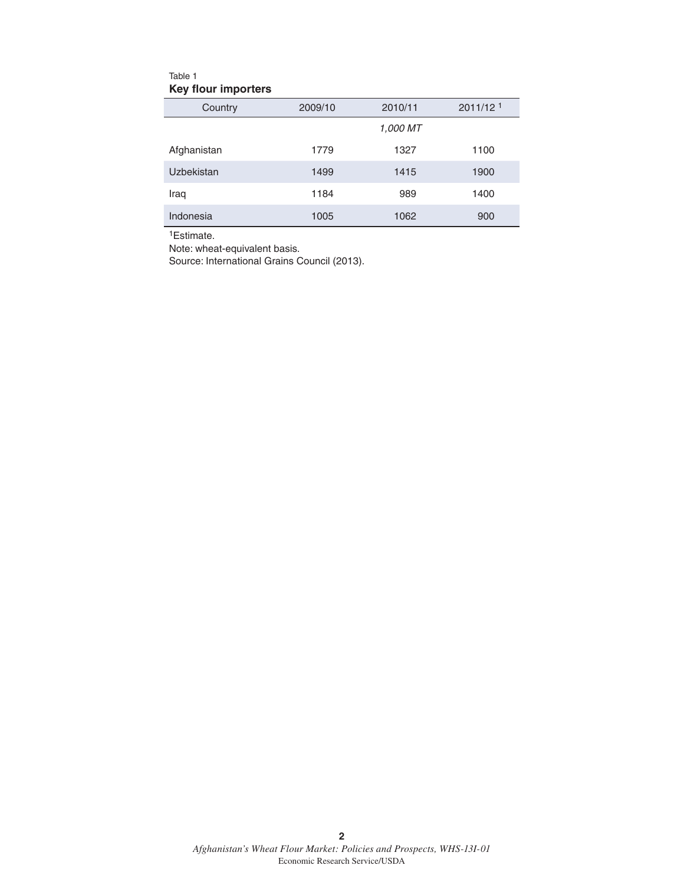Table 1

**Key flour importers**

| Country | 2009/10 | 2010/11 | 2011/12 [1] |
|---|---|---|---|
| | | *1,000 MT* | |
| Afghanistan | 1779 | 1327 | 1100 |
| Uzbekistan | 1499 | 1415 | 1900 |
| Iraq | 1184 | 989 | 1400 |
| Indonesia | 1005 | 1062 | 900 |

[1]Estimate.

Note: wheat-equivalent basis.

Source: International Grains Council (2013).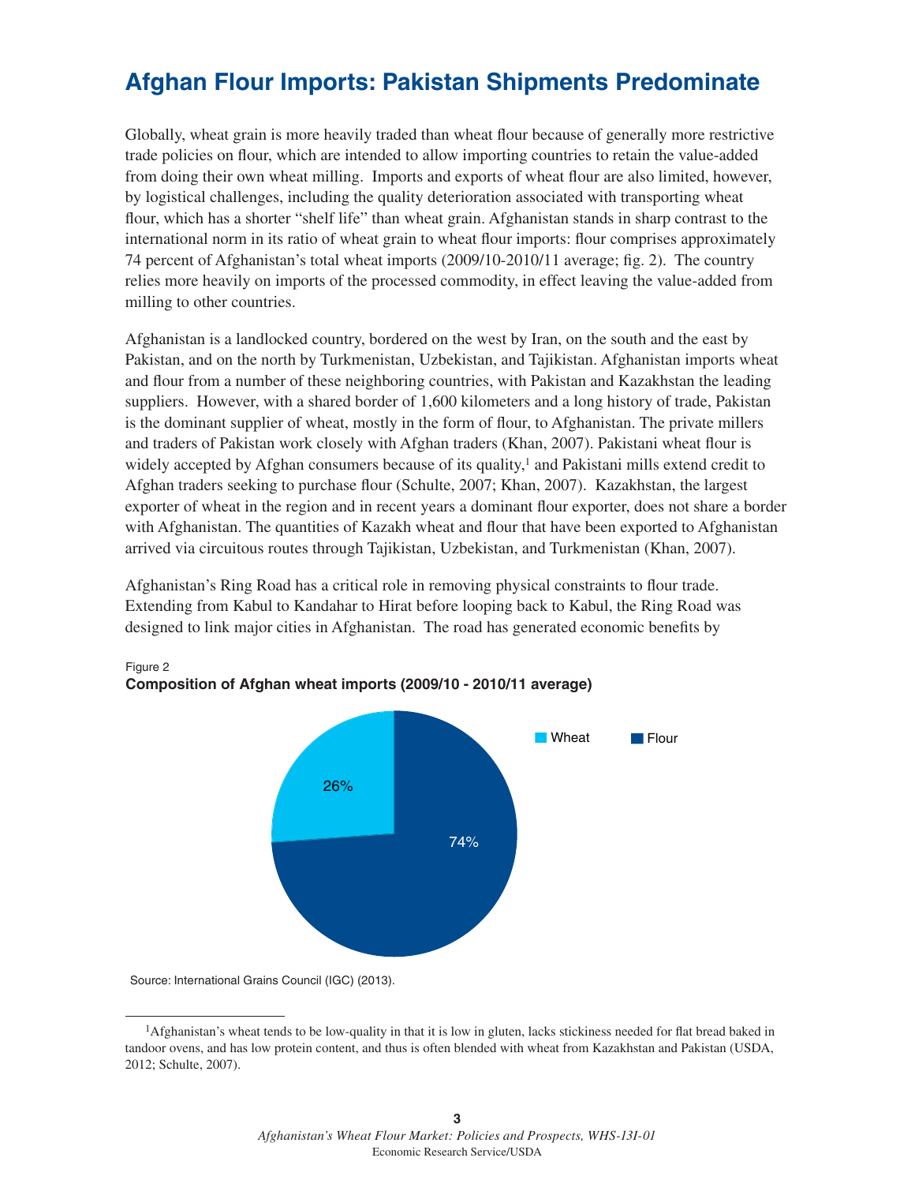# Afghan Flour Imports: Pakistan Shipments Predominate

Globally, wheat grain is more heavily traded than wheat flour because of generally more restrictive trade policies on flour, which are intended to allow importing countries to retain the value-added from doing their own wheat milling. Imports and exports of wheat flour are also limited, however, by logistical challenges, including the quality deterioration associated with transporting wheat flour, which has a shorter "shelf life" than wheat grain. Afghanistan stands in sharp contrast to the international norm in its ratio of wheat grain to wheat flour imports: flour comprises approximately 74 percent of Afghanistan's total wheat imports (2009/10-2010/11 average; fig. 2). The country relies more heavily on imports of the processed commodity, in effect leaving the value-added from milling to other countries.

Afghanistan is a landlocked country, bordered on the west by Iran, on the south and the east by Pakistan, and on the north by Turkmenistan, Uzbekistan, and Tajikistan. Afghanistan imports wheat and flour from a number of these neighboring countries, with Pakistan and Kazakhstan the leading suppliers. However, with a shared border of 1,600 kilometers and a long history of trade, Pakistan is the dominant supplier of wheat, mostly in the form of flour, to Afghanistan. The private millers and traders of Pakistan work closely with Afghan traders (Khan, 2007). Pakistani wheat flour is widely accepted by Afghan consumers because of its quality,[1] and Pakistani mills extend credit to Afghan traders seeking to purchase flour (Schulte, 2007; Khan, 2007). Kazakhstan, the largest exporter of wheat in the region and in recent years a dominant flour exporter, does not share a border with Afghanistan. The quantities of Kazakh wheat and flour that have been exported to Afghanistan arrived via circuitous routes through Tajikistan, Uzbekistan, and Turkmenistan (Khan, 2007).

Afghanistan's Ring Road has a critical role in removing physical constraints to flour trade. Extending from Kabul to Kandahar to Hirat before looping back to Kabul, the Ring Road was designed to link major cities in Afghanistan. The road has generated economic benefits by

Figure 2

**Composition of Afghan wheat imports (2009/10 - 2010/11 average)**

| Wheat | Flour |
|---|---|
| 26% | 74% |

Source: International Grains Council (IGC) (2013).

---

[1] Afghanistan's wheat tends to be low-quality in that it is low in gluten, lacks stickiness needed for flat bread baked in tandoor ovens, and has low protein content, and thus is often blended with wheat from Kazakhstan and Pakistan (USDA, 2012; Schulte, 2007).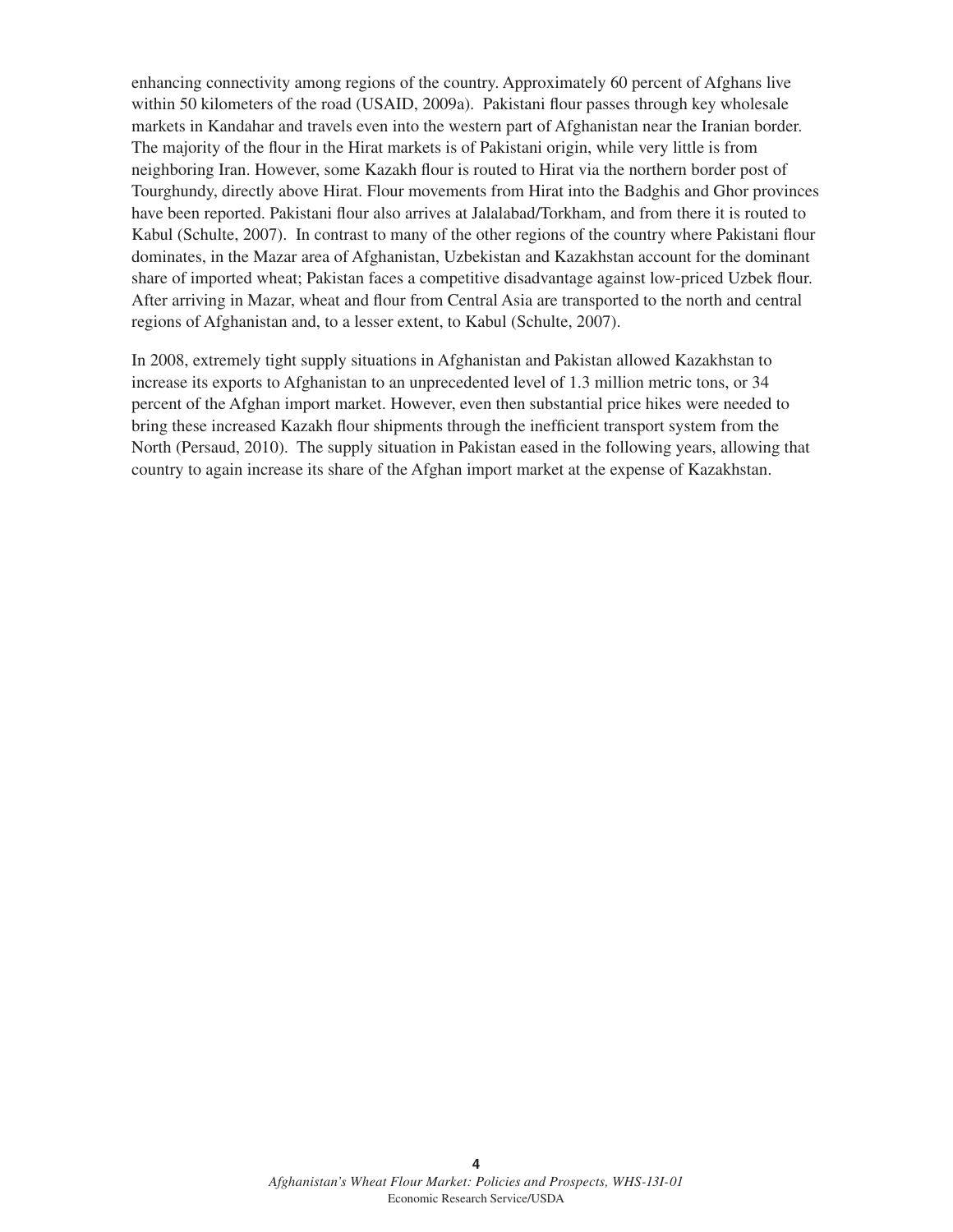enhancing connectivity among regions of the country. Approximately 60 percent of Afghans live within 50 kilometers of the road (USAID, 2009a). Pakistani flour passes through key wholesale markets in Kandahar and travels even into the western part of Afghanistan near the Iranian border. The majority of the flour in the Hirat markets is of Pakistani origin, while very little is from neighboring Iran. However, some Kazakh flour is routed to Hirat via the northern border post of Tourghundy, directly above Hirat. Flour movements from Hirat into the Badghis and Ghor provinces have been reported. Pakistani flour also arrives at Jalalabad/Torkham, and from there it is routed to Kabul (Schulte, 2007). In contrast to many of the other regions of the country where Pakistani flour dominates, in the Mazar area of Afghanistan, Uzbekistan and Kazakhstan account for the dominant share of imported wheat; Pakistan faces a competitive disadvantage against low-priced Uzbek flour. After arriving in Mazar, wheat and flour from Central Asia are transported to the north and central regions of Afghanistan and, to a lesser extent, to Kabul (Schulte, 2007).

In 2008, extremely tight supply situations in Afghanistan and Pakistan allowed Kazakhstan to increase its exports to Afghanistan to an unprecedented level of 1.3 million metric tons, or 34 percent of the Afghan import market. However, even then substantial price hikes were needed to bring these increased Kazakh flour shipments through the inefficient transport system from the North (Persaud, 2010). The supply situation in Pakistan eased in the following years, allowing that country to again increase its share of the Afghan import market at the expense of Kazakhstan.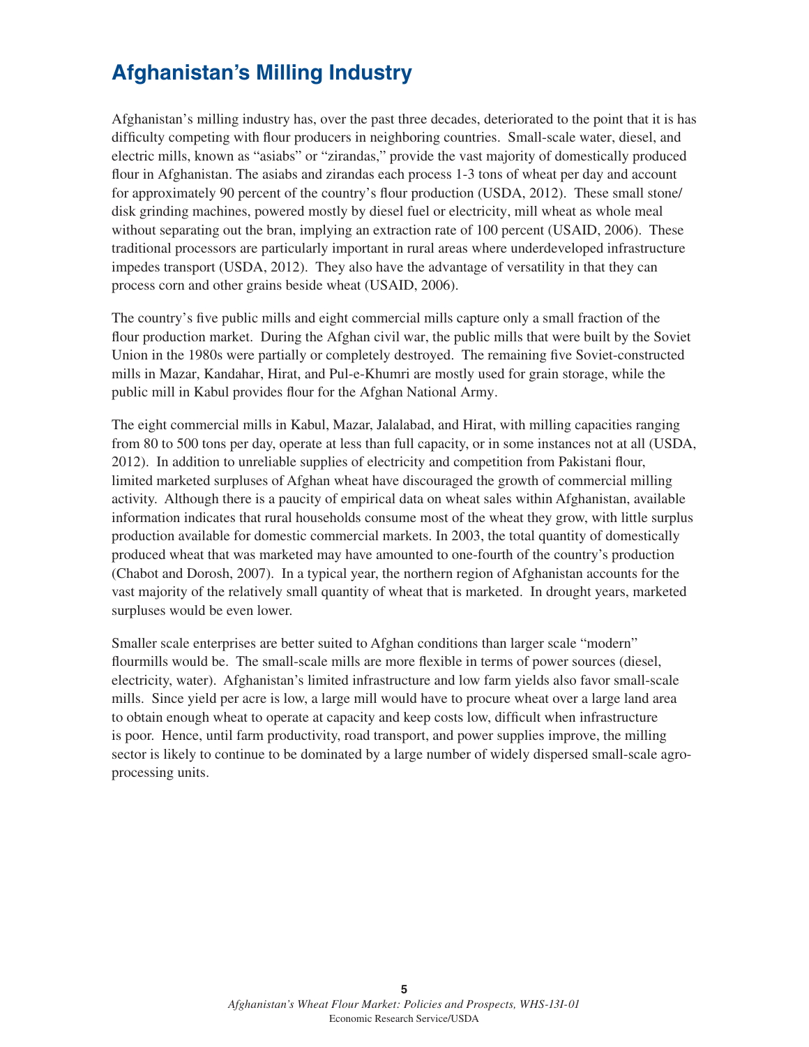# Afghanistan's Milling Industry

Afghanistan's milling industry has, over the past three decades, deteriorated to the point that it is has difficulty competing with flour producers in neighboring countries. Small-scale water, diesel, and electric mills, known as "asiabs" or "zirandas," provide the vast majority of domestically produced flour in Afghanistan. The asiabs and zirandas each process 1-3 tons of wheat per day and account for approximately 90 percent of the country's flour production (USDA, 2012). These small stone/disk grinding machines, powered mostly by diesel fuel or electricity, mill wheat as whole meal without separating out the bran, implying an extraction rate of 100 percent (USAID, 2006). These traditional processors are particularly important in rural areas where underdeveloped infrastructure impedes transport (USDA, 2012). They also have the advantage of versatility in that they can process corn and other grains beside wheat (USAID, 2006).

The country's five public mills and eight commercial mills capture only a small fraction of the flour production market. During the Afghan civil war, the public mills that were built by the Soviet Union in the 1980s were partially or completely destroyed. The remaining five Soviet-constructed mills in Mazar, Kandahar, Hirat, and Pul-e-Khumri are mostly used for grain storage, while the public mill in Kabul provides flour for the Afghan National Army.

The eight commercial mills in Kabul, Mazar, Jalalabad, and Hirat, with milling capacities ranging from 80 to 500 tons per day, operate at less than full capacity, or in some instances not at all (USDA, 2012). In addition to unreliable supplies of electricity and competition from Pakistani flour, limited marketed surpluses of Afghan wheat have discouraged the growth of commercial milling activity. Although there is a paucity of empirical data on wheat sales within Afghanistan, available information indicates that rural households consume most of the wheat they grow, with little surplus production available for domestic commercial markets. In 2003, the total quantity of domestically produced wheat that was marketed may have amounted to one-fourth of the country's production (Chabot and Dorosh, 2007). In a typical year, the northern region of Afghanistan accounts for the vast majority of the relatively small quantity of wheat that is marketed. In drought years, marketed surpluses would be even lower.

Smaller scale enterprises are better suited to Afghan conditions than larger scale "modern" flourmills would be. The small-scale mills are more flexible in terms of power sources (diesel, electricity, water). Afghanistan's limited infrastructure and low farm yields also favor small-scale mills. Since yield per acre is low, a large mill would have to procure wheat over a large land area to obtain enough wheat to operate at capacity and keep costs low, difficult when infrastructure is poor. Hence, until farm productivity, road transport, and power supplies improve, the milling sector is likely to continue to be dominated by a large number of widely dispersed small-scale agro-processing units.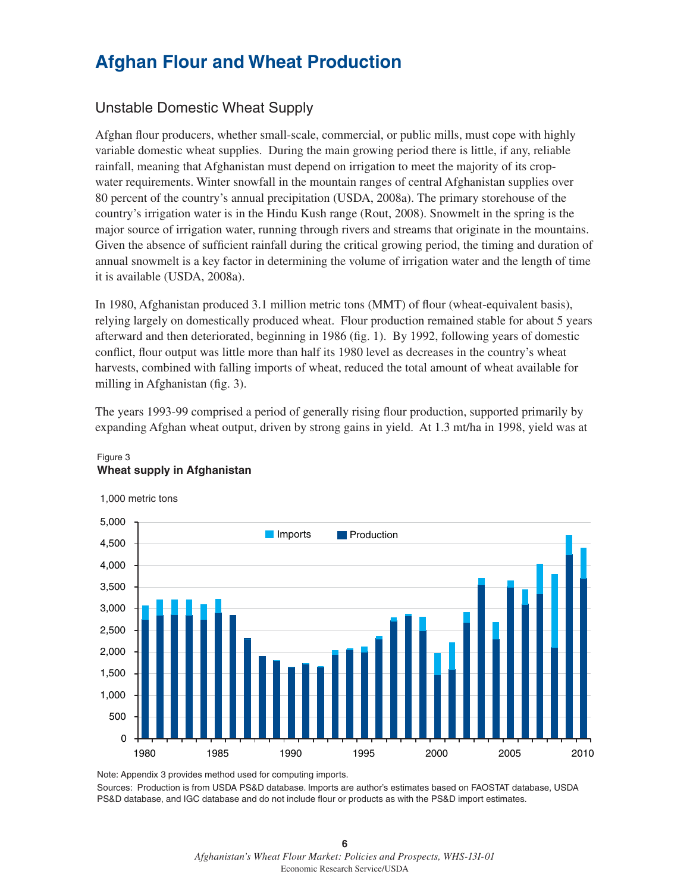# Afghan Flour and Wheat Production

## Unstable Domestic Wheat Supply

Afghan flour producers, whether small-scale, commercial, or public mills, must cope with highly variable domestic wheat supplies. During the main growing period there is little, if any, reliable rainfall, meaning that Afghanistan must depend on irrigation to meet the majority of its crop-water requirements. Winter snowfall in the mountain ranges of central Afghanistan supplies over 80 percent of the country's annual precipitation (USDA, 2008a). The primary storehouse of the country's irrigation water is in the Hindu Kush range (Rout, 2008). Snowmelt in the spring is the major source of irrigation water, running through rivers and streams that originate in the mountains. Given the absence of sufficient rainfall during the critical growing period, the timing and duration of annual snowmelt is a key factor in determining the volume of irrigation water and the length of time it is available (USDA, 2008a).

In 1980, Afghanistan produced 3.1 million metric tons (MMT) of flour (wheat-equivalent basis), relying largely on domestically produced wheat. Flour production remained stable for about 5 years afterward and then deteriorated, beginning in 1986 (fig. 1). By 1992, following years of domestic conflict, flour output was little more than half its 1980 level as decreases in the country's wheat harvests, combined with falling imports of wheat, reduced the total amount of wheat available for milling in Afghanistan (fig. 3).

The years 1993-99 comprised a period of generally rising flour production, supported primarily by expanding Afghan wheat output, driven by strong gains in yield. At 1.3 mt/ha in 1998, yield was at

Figure 3
**Wheat supply in Afghanistan**

Note: Appendix 3 provides method used for computing imports.

Sources: Production is from USDA PS&D database. Imports are author's estimates based on FAOSTAT database, USDA PS&D database, and IGC database and do not include flour or products as with the PS&D import estimates.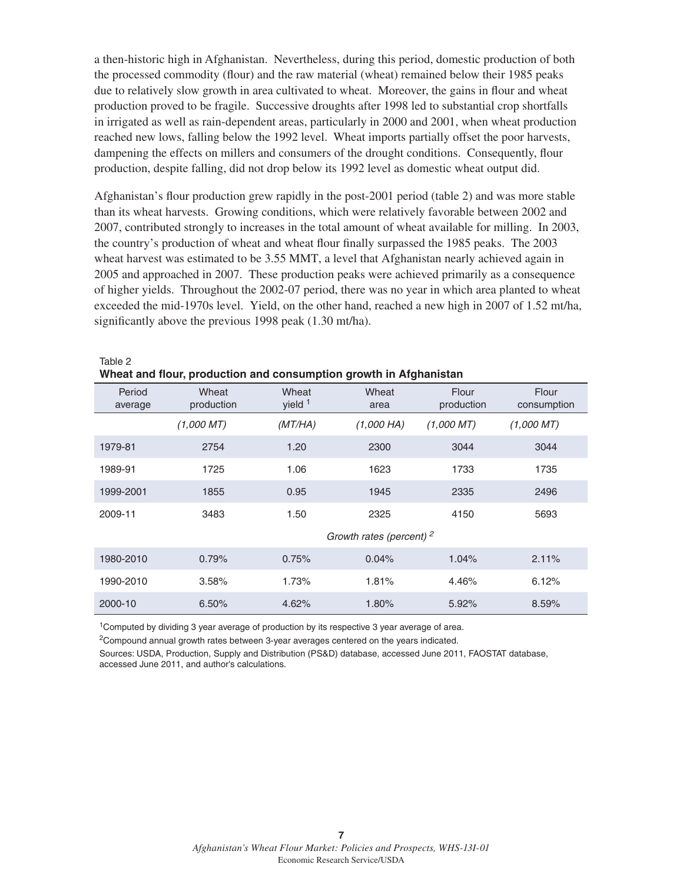a then-historic high in Afghanistan. Nevertheless, during this period, domestic production of both the processed commodity (flour) and the raw material (wheat) remained below their 1985 peaks due to relatively slow growth in area cultivated to wheat. Moreover, the gains in flour and wheat production proved to be fragile. Successive droughts after 1998 led to substantial crop shortfalls in irrigated as well as rain-dependent areas, particularly in 2000 and 2001, when wheat production reached new lows, falling below the 1992 level. Wheat imports partially offset the poor harvests, dampening the effects on millers and consumers of the drought conditions. Consequently, flour production, despite falling, did not drop below its 1992 level as domestic wheat output did.

Afghanistan's flour production grew rapidly in the post-2001 period (table 2) and was more stable than its wheat harvests. Growing conditions, which were relatively favorable between 2002 and 2007, contributed strongly to increases in the total amount of wheat available for milling. In 2003, the country's production of wheat and wheat flour finally surpassed the 1985 peaks. The 2003 wheat harvest was estimated to be 3.55 MMT, a level that Afghanistan nearly achieved again in 2005 and approached in 2007. These production peaks were achieved primarily as a consequence of higher yields. Throughout the 2002-07 period, there was no year in which area planted to wheat exceeded the mid-1970s level. Yield, on the other hand, reached a new high in 2007 of 1.52 mt/ha, significantly above the previous 1998 peak (1.30 mt/ha).

Table 2
**Wheat and flour, production and consumption growth in Afghanistan**

| Period average | Wheat production | Wheat yield [1] | Wheat area | Flour production | Flour consumption |
|---|---|---|---|---|---|
| | *(1,000 MT)* | *(MT/HA)* | *(1,000 HA)* | *(1,000 MT)* | *(1,000 MT)* |
| 1979-81 | 2754 | 1.20 | 2300 | 3044 | 3044 |
| 1989-91 | 1725 | 1.06 | 1623 | 1733 | 1735 |
| 1999-2001 | 1855 | 0.95 | 1945 | 2335 | 2496 |
| 2009-11 | 3483 | 1.50 | 2325 | 4150 | 5693 |
| | | | *Growth rates (percent)* [2] | | |
| 1980-2010 | 0.79% | 0.75% | 0.04% | 1.04% | 2.11% |
| 1990-2010 | 3.58% | 1.73% | 1.81% | 4.46% | 6.12% |
| 2000-10 | 6.50% | 4.62% | 1.80% | 5.92% | 8.59% |

[1]Computed by dividing 3 year average of production by its respective 3 year average of area.

[2]Compound annual growth rates between 3-year averages centered on the years indicated.

Sources: USDA, Production, Supply and Distribution (PS&D) database, accessed June 2011, FAOSTAT database, accessed June 2011, and author's calculations.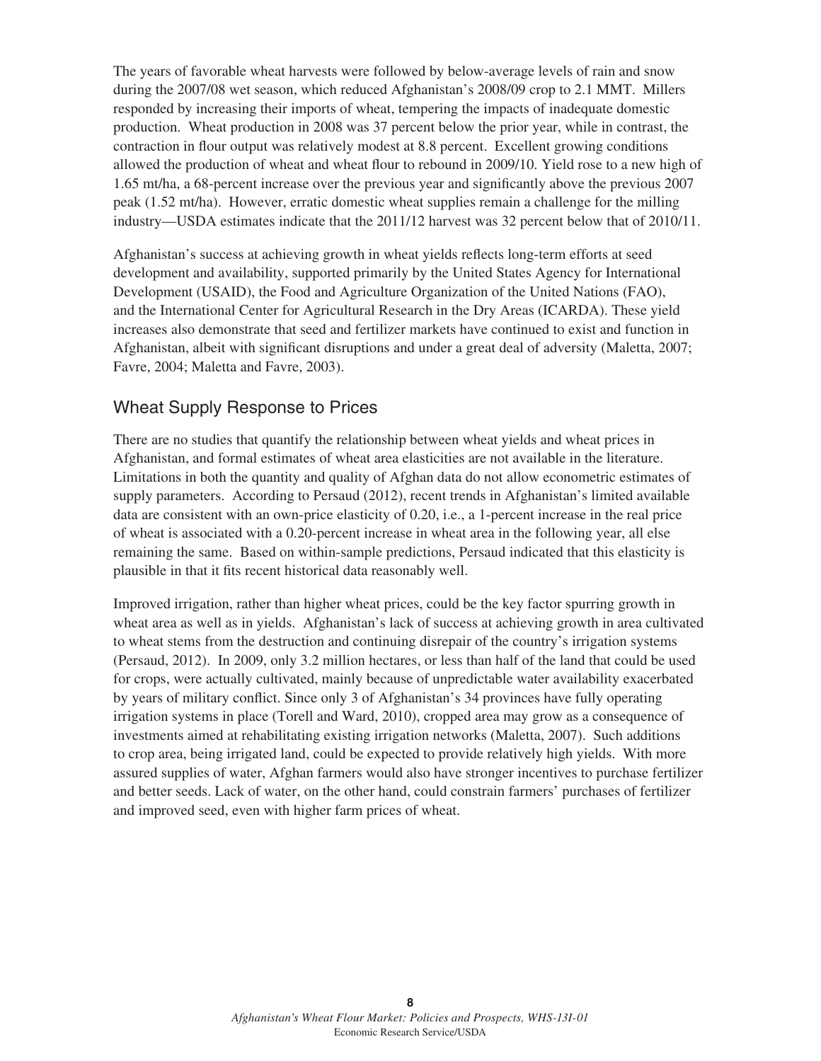The years of favorable wheat harvests were followed by below-average levels of rain and snow during the 2007/08 wet season, which reduced Afghanistan's 2008/09 crop to 2.1 MMT. Millers responded by increasing their imports of wheat, tempering the impacts of inadequate domestic production. Wheat production in 2008 was 37 percent below the prior year, while in contrast, the contraction in flour output was relatively modest at 8.8 percent. Excellent growing conditions allowed the production of wheat and wheat flour to rebound in 2009/10. Yield rose to a new high of 1.65 mt/ha, a 68-percent increase over the previous year and significantly above the previous 2007 peak (1.52 mt/ha). However, erratic domestic wheat supplies remain a challenge for the milling industry—USDA estimates indicate that the 2011/12 harvest was 32 percent below that of 2010/11.

Afghanistan's success at achieving growth in wheat yields reflects long-term efforts at seed development and availability, supported primarily by the United States Agency for International Development (USAID), the Food and Agriculture Organization of the United Nations (FAO), and the International Center for Agricultural Research in the Dry Areas (ICARDA). These yield increases also demonstrate that seed and fertilizer markets have continued to exist and function in Afghanistan, albeit with significant disruptions and under a great deal of adversity (Maletta, 2007; Favre, 2004; Maletta and Favre, 2003).

## Wheat Supply Response to Prices

There are no studies that quantify the relationship between wheat yields and wheat prices in Afghanistan, and formal estimates of wheat area elasticities are not available in the literature. Limitations in both the quantity and quality of Afghan data do not allow econometric estimates of supply parameters. According to Persaud (2012), recent trends in Afghanistan's limited available data are consistent with an own-price elasticity of 0.20, i.e., a 1-percent increase in the real price of wheat is associated with a 0.20-percent increase in wheat area in the following year, all else remaining the same. Based on within-sample predictions, Persaud indicated that this elasticity is plausible in that it fits recent historical data reasonably well.

Improved irrigation, rather than higher wheat prices, could be the key factor spurring growth in wheat area as well as in yields. Afghanistan's lack of success at achieving growth in area cultivated to wheat stems from the destruction and continuing disrepair of the country's irrigation systems (Persaud, 2012). In 2009, only 3.2 million hectares, or less than half of the land that could be used for crops, were actually cultivated, mainly because of unpredictable water availability exacerbated by years of military conflict. Since only 3 of Afghanistan's 34 provinces have fully operating irrigation systems in place (Torell and Ward, 2010), cropped area may grow as a consequence of investments aimed at rehabilitating existing irrigation networks (Maletta, 2007). Such additions to crop area, being irrigated land, could be expected to provide relatively high yields. With more assured supplies of water, Afghan farmers would also have stronger incentives to purchase fertilizer and better seeds. Lack of water, on the other hand, could constrain farmers' purchases of fertilizer and improved seed, even with higher farm prices of wheat.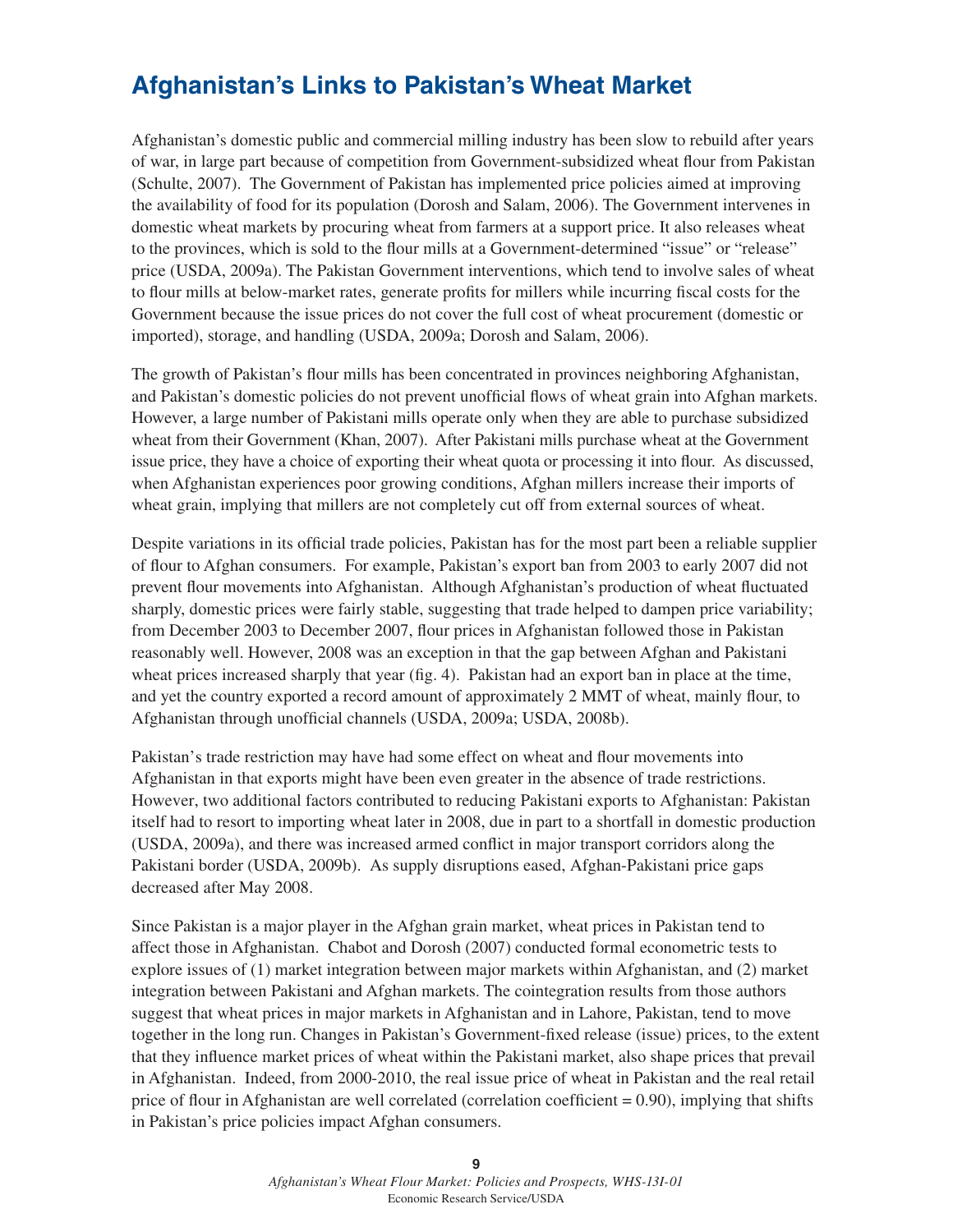## Afghanistan's Links to Pakistan's Wheat Market

Afghanistan's domestic public and commercial milling industry has been slow to rebuild after years of war, in large part because of competition from Government-subsidized wheat flour from Pakistan (Schulte, 2007). The Government of Pakistan has implemented price policies aimed at improving the availability of food for its population (Dorosh and Salam, 2006). The Government intervenes in domestic wheat markets by procuring wheat from farmers at a support price. It also releases wheat to the provinces, which is sold to the flour mills at a Government-determined "issue" or "release" price (USDA, 2009a). The Pakistan Government interventions, which tend to involve sales of wheat to flour mills at below-market rates, generate profits for millers while incurring fiscal costs for the Government because the issue prices do not cover the full cost of wheat procurement (domestic or imported), storage, and handling (USDA, 2009a; Dorosh and Salam, 2006).

The growth of Pakistan's flour mills has been concentrated in provinces neighboring Afghanistan, and Pakistan's domestic policies do not prevent unofficial flows of wheat grain into Afghan markets. However, a large number of Pakistani mills operate only when they are able to purchase subsidized wheat from their Government (Khan, 2007). After Pakistani mills purchase wheat at the Government issue price, they have a choice of exporting their wheat quota or processing it into flour. As discussed, when Afghanistan experiences poor growing conditions, Afghan millers increase their imports of wheat grain, implying that millers are not completely cut off from external sources of wheat.

Despite variations in its official trade policies, Pakistan has for the most part been a reliable supplier of flour to Afghan consumers. For example, Pakistan's export ban from 2003 to early 2007 did not prevent flour movements into Afghanistan. Although Afghanistan's production of wheat fluctuated sharply, domestic prices were fairly stable, suggesting that trade helped to dampen price variability; from December 2003 to December 2007, flour prices in Afghanistan followed those in Pakistan reasonably well. However, 2008 was an exception in that the gap between Afghan and Pakistani wheat prices increased sharply that year (fig. 4). Pakistan had an export ban in place at the time, and yet the country exported a record amount of approximately 2 MMT of wheat, mainly flour, to Afghanistan through unofficial channels (USDA, 2009a; USDA, 2008b).

Pakistan's trade restriction may have had some effect on wheat and flour movements into Afghanistan in that exports might have been even greater in the absence of trade restrictions. However, two additional factors contributed to reducing Pakistani exports to Afghanistan: Pakistan itself had to resort to importing wheat later in 2008, due in part to a shortfall in domestic production (USDA, 2009a), and there was increased armed conflict in major transport corridors along the Pakistani border (USDA, 2009b). As supply disruptions eased, Afghan-Pakistani price gaps decreased after May 2008.

Since Pakistan is a major player in the Afghan grain market, wheat prices in Pakistan tend to affect those in Afghanistan. Chabot and Dorosh (2007) conducted formal econometric tests to explore issues of (1) market integration between major markets within Afghanistan, and (2) market integration between Pakistani and Afghan markets. The cointegration results from those authors suggest that wheat prices in major markets in Afghanistan and in Lahore, Pakistan, tend to move together in the long run. Changes in Pakistan's Government-fixed release (issue) prices, to the extent that they influence market prices of wheat within the Pakistani market, also shape prices that prevail in Afghanistan. Indeed, from 2000-2010, the real issue price of wheat in Pakistan and the real retail price of flour in Afghanistan are well correlated (correlation coefficient = 0.90), implying that shifts in Pakistan's price policies impact Afghan consumers.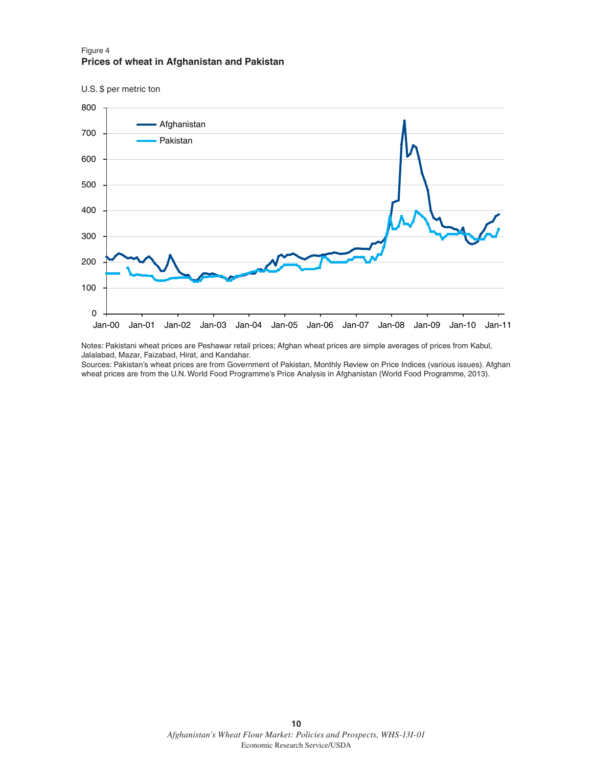Figure 4
**Prices of wheat in Afghanistan and Pakistan**

Notes: Pakistani wheat prices are Peshawar retail prices; Afghan wheat prices are simple averages of prices from Kabul, Jalalabad, Mazar, Faizabad, Hirat, and Kandahar.
Sources: Pakistan's wheat prices are from Government of Pakistan, Monthly Review on Price Indices (various issues). Afghan wheat prices are from the U.N. World Food Programme's Price Analysis in Afghanistan (World Food Programme, 2013).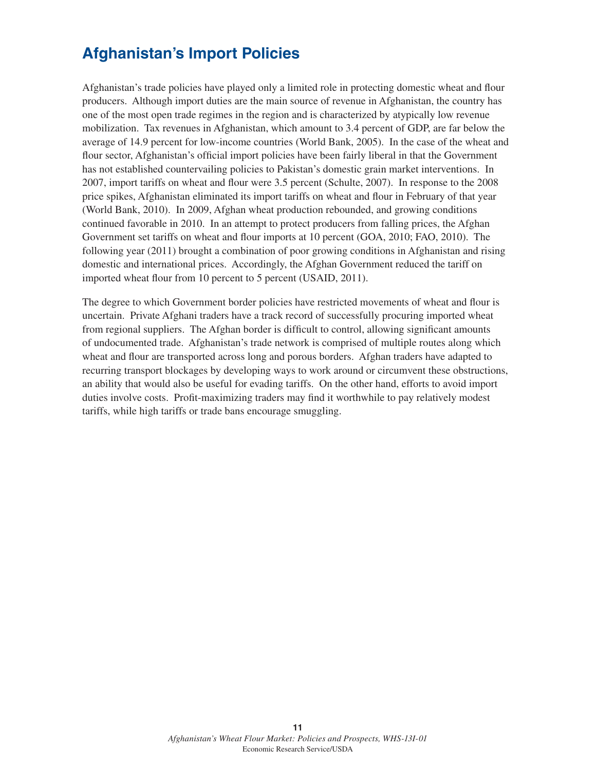## Afghanistan's Import Policies

Afghanistan's trade policies have played only a limited role in protecting domestic wheat and flour producers. Although import duties are the main source of revenue in Afghanistan, the country has one of the most open trade regimes in the region and is characterized by atypically low revenue mobilization. Tax revenues in Afghanistan, which amount to 3.4 percent of GDP, are far below the average of 14.9 percent for low-income countries (World Bank, 2005). In the case of the wheat and flour sector, Afghanistan's official import policies have been fairly liberal in that the Government has not established countervailing policies to Pakistan's domestic grain market interventions. In 2007, import tariffs on wheat and flour were 3.5 percent (Schulte, 2007). In response to the 2008 price spikes, Afghanistan eliminated its import tariffs on wheat and flour in February of that year (World Bank, 2010). In 2009, Afghan wheat production rebounded, and growing conditions continued favorable in 2010. In an attempt to protect producers from falling prices, the Afghan Government set tariffs on wheat and flour imports at 10 percent (GOA, 2010; FAO, 2010). The following year (2011) brought a combination of poor growing conditions in Afghanistan and rising domestic and international prices. Accordingly, the Afghan Government reduced the tariff on imported wheat flour from 10 percent to 5 percent (USAID, 2011).

The degree to which Government border policies have restricted movements of wheat and flour is uncertain. Private Afghani traders have a track record of successfully procuring imported wheat from regional suppliers. The Afghan border is difficult to control, allowing significant amounts of undocumented trade. Afghanistan's trade network is comprised of multiple routes along which wheat and flour are transported across long and porous borders. Afghan traders have adapted to recurring transport blockages by developing ways to work around or circumvent these obstructions, an ability that would also be useful for evading tariffs. On the other hand, efforts to avoid import duties involve costs. Profit-maximizing traders may find it worthwhile to pay relatively modest tariffs, while high tariffs or trade bans encourage smuggling.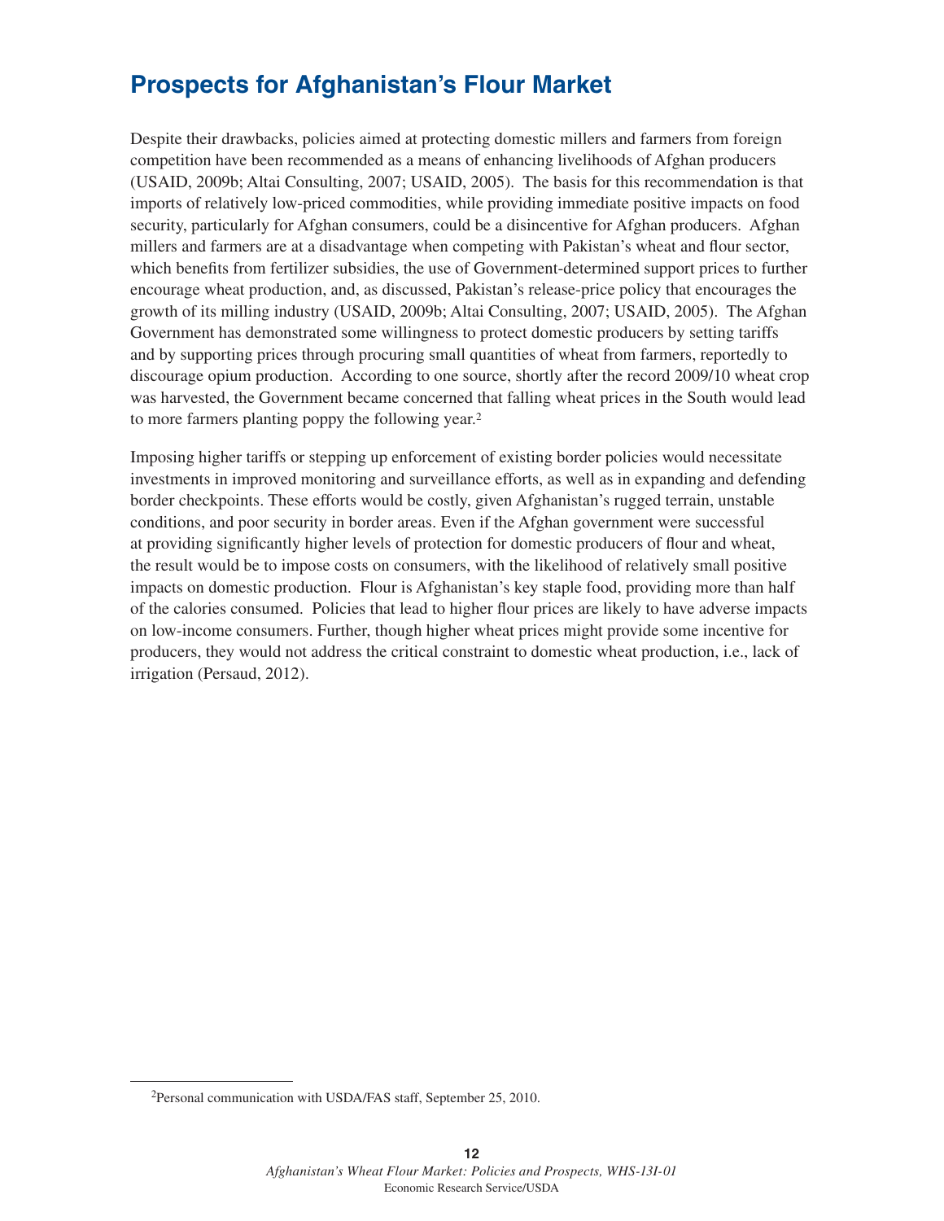## Prospects for Afghanistan's Flour Market

Despite their drawbacks, policies aimed at protecting domestic millers and farmers from foreign competition have been recommended as a means of enhancing livelihoods of Afghan producers (USAID, 2009b; Altai Consulting, 2007; USAID, 2005). The basis for this recommendation is that imports of relatively low-priced commodities, while providing immediate positive impacts on food security, particularly for Afghan consumers, could be a disincentive for Afghan producers. Afghan millers and farmers are at a disadvantage when competing with Pakistan's wheat and flour sector, which benefits from fertilizer subsidies, the use of Government-determined support prices to further encourage wheat production, and, as discussed, Pakistan's release-price policy that encourages the growth of its milling industry (USAID, 2009b; Altai Consulting, 2007; USAID, 2005). The Afghan Government has demonstrated some willingness to protect domestic producers by setting tariffs and by supporting prices through procuring small quantities of wheat from farmers, reportedly to discourage opium production. According to one source, shortly after the record 2009/10 wheat crop was harvested, the Government became concerned that falling wheat prices in the South would lead to more farmers planting poppy the following year.[2]

Imposing higher tariffs or stepping up enforcement of existing border policies would necessitate investments in improved monitoring and surveillance efforts, as well as in expanding and defending border checkpoints. These efforts would be costly, given Afghanistan's rugged terrain, unstable conditions, and poor security in border areas. Even if the Afghan government were successful at providing significantly higher levels of protection for domestic producers of flour and wheat, the result would be to impose costs on consumers, with the likelihood of relatively small positive impacts on domestic production. Flour is Afghanistan's key staple food, providing more than half of the calories consumed. Policies that lead to higher flour prices are likely to have adverse impacts on low-income consumers. Further, though higher wheat prices might provide some incentive for producers, they would not address the critical constraint to domestic wheat production, i.e., lack of irrigation (Persaud, 2012).

---

[2]Personal communication with USDA/FAS staff, September 25, 2010.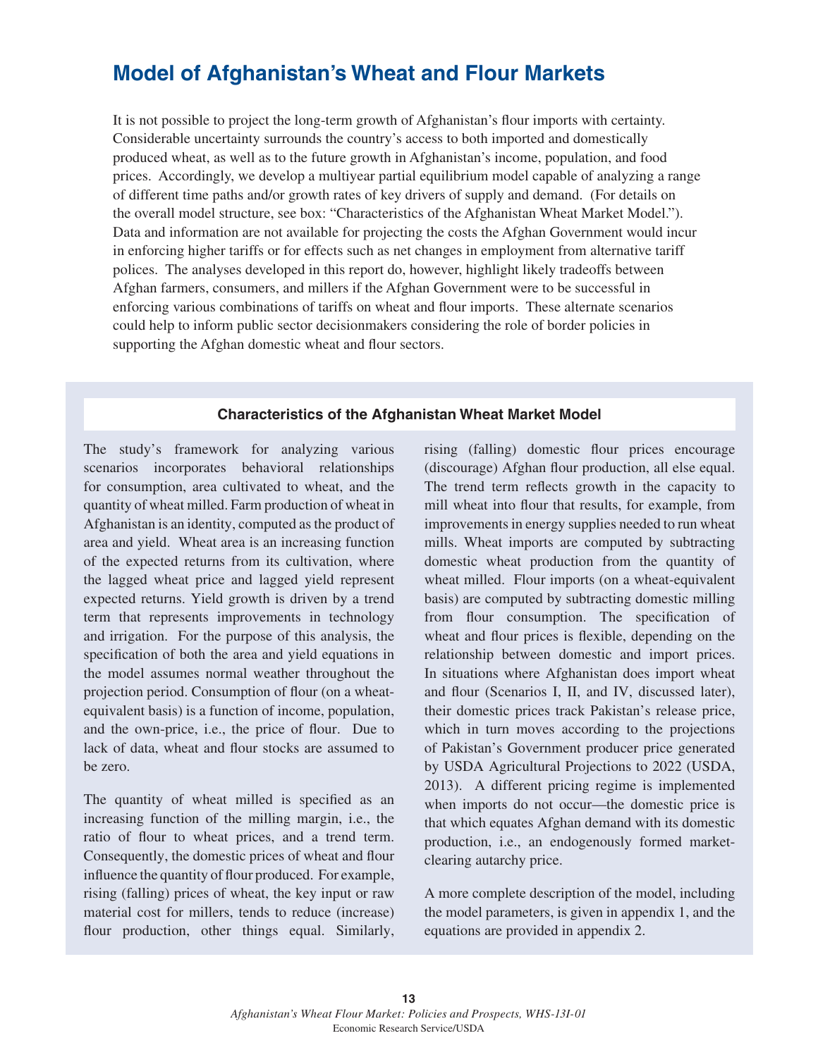# Model of Afghanistan's Wheat and Flour Markets

It is not possible to project the long-term growth of Afghanistan's flour imports with certainty. Considerable uncertainty surrounds the country's access to both imported and domestically produced wheat, as well as to the future growth in Afghanistan's income, population, and food prices. Accordingly, we develop a multiyear partial equilibrium model capable of analyzing a range of different time paths and/or growth rates of key drivers of supply and demand. (For details on the overall model structure, see box: "Characteristics of the Afghanistan Wheat Market Model."). Data and information are not available for projecting the costs the Afghan Government would incur in enforcing higher tariffs or for effects such as net changes in employment from alternative tariff polices. The analyses developed in this report do, however, highlight likely tradeoffs between Afghan farmers, consumers, and millers if the Afghan Government were to be successful in enforcing various combinations of tariffs on wheat and flour imports. These alternate scenarios could help to inform public sector decisionmakers considering the role of border policies in supporting the Afghan domestic wheat and flour sectors.

### Characteristics of the Afghanistan Wheat Market Model

The study's framework for analyzing various scenarios incorporates behavioral relationships for consumption, area cultivated to wheat, and the quantity of wheat milled. Farm production of wheat in Afghanistan is an identity, computed as the product of area and yield. Wheat area is an increasing function of the expected returns from its cultivation, where the lagged wheat price and lagged yield represent expected returns. Yield growth is driven by a trend term that represents improvements in technology and irrigation. For the purpose of this analysis, the specification of both the area and yield equations in the model assumes normal weather throughout the projection period. Consumption of flour (on a wheat-equivalent basis) is a function of income, population, and the own-price, i.e., the price of flour. Due to lack of data, wheat and flour stocks are assumed to be zero.

The quantity of wheat milled is specified as an increasing function of the milling margin, i.e., the ratio of flour to wheat prices, and a trend term. Consequently, the domestic prices of wheat and flour influence the quantity of flour produced. For example, rising (falling) prices of wheat, the key input or raw material cost for millers, tends to reduce (increase) flour production, other things equal. Similarly, rising (falling) domestic flour prices encourage (discourage) Afghan flour production, all else equal. The trend term reflects growth in the capacity to mill wheat into flour that results, for example, from improvements in energy supplies needed to run wheat mills. Wheat imports are computed by subtracting domestic wheat production from the quantity of wheat milled. Flour imports (on a wheat-equivalent basis) are computed by subtracting domestic milling from flour consumption. The specification of wheat and flour prices is flexible, depending on the relationship between domestic and import prices. In situations where Afghanistan does import wheat and flour (Scenarios I, II, and IV, discussed later), their domestic prices track Pakistan's release price, which in turn moves according to the projections of Pakistan's Government producer price generated by USDA Agricultural Projections to 2022 (USDA, 2013). A different pricing regime is implemented when imports do not occur—the domestic price is that which equates Afghan demand with its domestic production, i.e., an endogenously formed market-clearing autarchy price.

A more complete description of the model, including the model parameters, is given in appendix 1, and the equations are provided in appendix 2.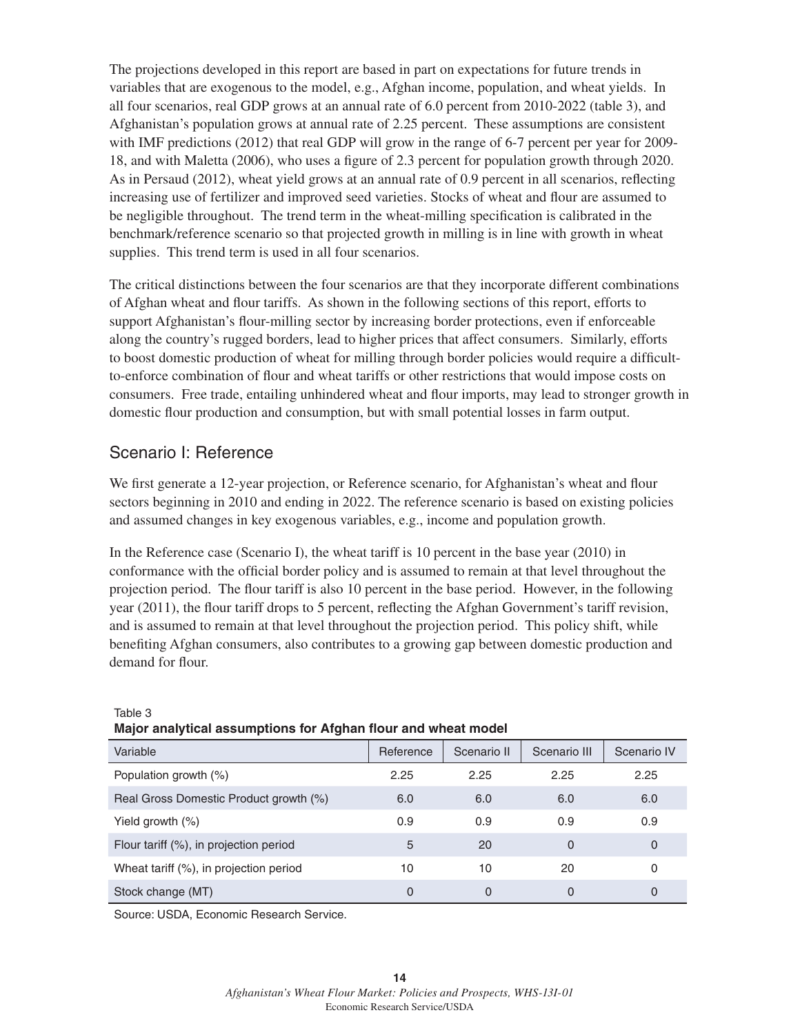The projections developed in this report are based in part on expectations for future trends in variables that are exogenous to the model, e.g., Afghan income, population, and wheat yields. In all four scenarios, real GDP grows at an annual rate of 6.0 percent from 2010-2022 (table 3), and Afghanistan's population grows at annual rate of 2.25 percent. These assumptions are consistent with IMF predictions (2012) that real GDP will grow in the range of 6-7 percent per year for 2009-18, and with Maletta (2006), who uses a figure of 2.3 percent for population growth through 2020. As in Persaud (2012), wheat yield grows at an annual rate of 0.9 percent in all scenarios, reflecting increasing use of fertilizer and improved seed varieties. Stocks of wheat and flour are assumed to be negligible throughout. The trend term in the wheat-milling specification is calibrated in the benchmark/reference scenario so that projected growth in milling is in line with growth in wheat supplies. This trend term is used in all four scenarios.

The critical distinctions between the four scenarios are that they incorporate different combinations of Afghan wheat and flour tariffs. As shown in the following sections of this report, efforts to support Afghanistan's flour-milling sector by increasing border protections, even if enforceable along the country's rugged borders, lead to higher prices that affect consumers. Similarly, efforts to boost domestic production of wheat for milling through border policies would require a difficult-to-enforce combination of flour and wheat tariffs or other restrictions that would impose costs on consumers. Free trade, entailing unhindered wheat and flour imports, may lead to stronger growth in domestic flour production and consumption, but with small potential losses in farm output.

## Scenario I: Reference

We first generate a 12-year projection, or Reference scenario, for Afghanistan's wheat and flour sectors beginning in 2010 and ending in 2022. The reference scenario is based on existing policies and assumed changes in key exogenous variables, e.g., income and population growth.

In the Reference case (Scenario I), the wheat tariff is 10 percent in the base year (2010) in conformance with the official border policy and is assumed to remain at that level throughout the projection period. The flour tariff is also 10 percent in the base period. However, in the following year (2011), the flour tariff drops to 5 percent, reflecting the Afghan Government's tariff revision, and is assumed to remain at that level throughout the projection period. This policy shift, while benefiting Afghan consumers, also contributes to a growing gap between domestic production and demand for flour.

Table 3
**Major analytical assumptions for Afghan flour and wheat model**

| Variable | Reference | Scenario II | Scenario III | Scenario IV |
|---|---|---|---|---|
| Population growth (%) | 2.25 | 2.25 | 2.25 | 2.25 |
| Real Gross Domestic Product growth (%) | 6.0 | 6.0 | 6.0 | 6.0 |
| Yield growth (%) | 0.9 | 0.9 | 0.9 | 0.9 |
| Flour tariff (%), in projection period | 5 | 20 | 0 | 0 |
| Wheat tariff (%), in projection period | 10 | 10 | 20 | 0 |
| Stock change (MT) | 0 | 0 | 0 | 0 |

Source: USDA, Economic Research Service.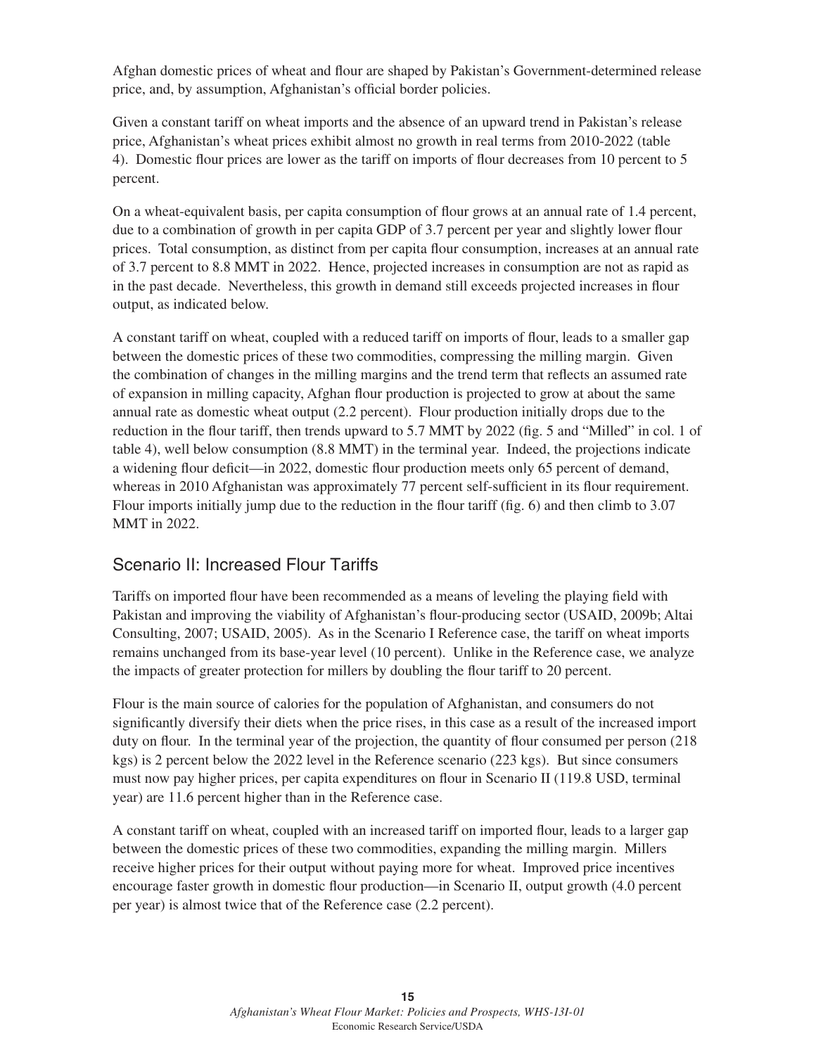Afghan domestic prices of wheat and flour are shaped by Pakistan's Government-determined release price, and, by assumption, Afghanistan's official border policies.

Given a constant tariff on wheat imports and the absence of an upward trend in Pakistan's release price, Afghanistan's wheat prices exhibit almost no growth in real terms from 2010-2022 (table 4). Domestic flour prices are lower as the tariff on imports of flour decreases from 10 percent to 5 percent.

On a wheat-equivalent basis, per capita consumption of flour grows at an annual rate of 1.4 percent, due to a combination of growth in per capita GDP of 3.7 percent per year and slightly lower flour prices. Total consumption, as distinct from per capita flour consumption, increases at an annual rate of 3.7 percent to 8.8 MMT in 2022. Hence, projected increases in consumption are not as rapid as in the past decade. Nevertheless, this growth in demand still exceeds projected increases in flour output, as indicated below.

A constant tariff on wheat, coupled with a reduced tariff on imports of flour, leads to a smaller gap between the domestic prices of these two commodities, compressing the milling margin. Given the combination of changes in the milling margins and the trend term that reflects an assumed rate of expansion in milling capacity, Afghan flour production is projected to grow at about the same annual rate as domestic wheat output (2.2 percent). Flour production initially drops due to the reduction in the flour tariff, then trends upward to 5.7 MMT by 2022 (fig. 5 and "Milled" in col. 1 of table 4), well below consumption (8.8 MMT) in the terminal year. Indeed, the projections indicate a widening flour deficit—in 2022, domestic flour production meets only 65 percent of demand, whereas in 2010 Afghanistan was approximately 77 percent self-sufficient in its flour requirement. Flour imports initially jump due to the reduction in the flour tariff (fig. 6) and then climb to 3.07 MMT in 2022.

## Scenario II: Increased Flour Tariffs

Tariffs on imported flour have been recommended as a means of leveling the playing field with Pakistan and improving the viability of Afghanistan's flour-producing sector (USAID, 2009b; Altai Consulting, 2007; USAID, 2005). As in the Scenario I Reference case, the tariff on wheat imports remains unchanged from its base-year level (10 percent). Unlike in the Reference case, we analyze the impacts of greater protection for millers by doubling the flour tariff to 20 percent.

Flour is the main source of calories for the population of Afghanistan, and consumers do not significantly diversify their diets when the price rises, in this case as a result of the increased import duty on flour. In the terminal year of the projection, the quantity of flour consumed per person (218 kgs) is 2 percent below the 2022 level in the Reference scenario (223 kgs). But since consumers must now pay higher prices, per capita expenditures on flour in Scenario II (119.8 USD, terminal year) are 11.6 percent higher than in the Reference case.

A constant tariff on wheat, coupled with an increased tariff on imported flour, leads to a larger gap between the domestic prices of these two commodities, expanding the milling margin. Millers receive higher prices for their output without paying more for wheat. Improved price incentives encourage faster growth in domestic flour production—in Scenario II, output growth (4.0 percent per year) is almost twice that of the Reference case (2.2 percent).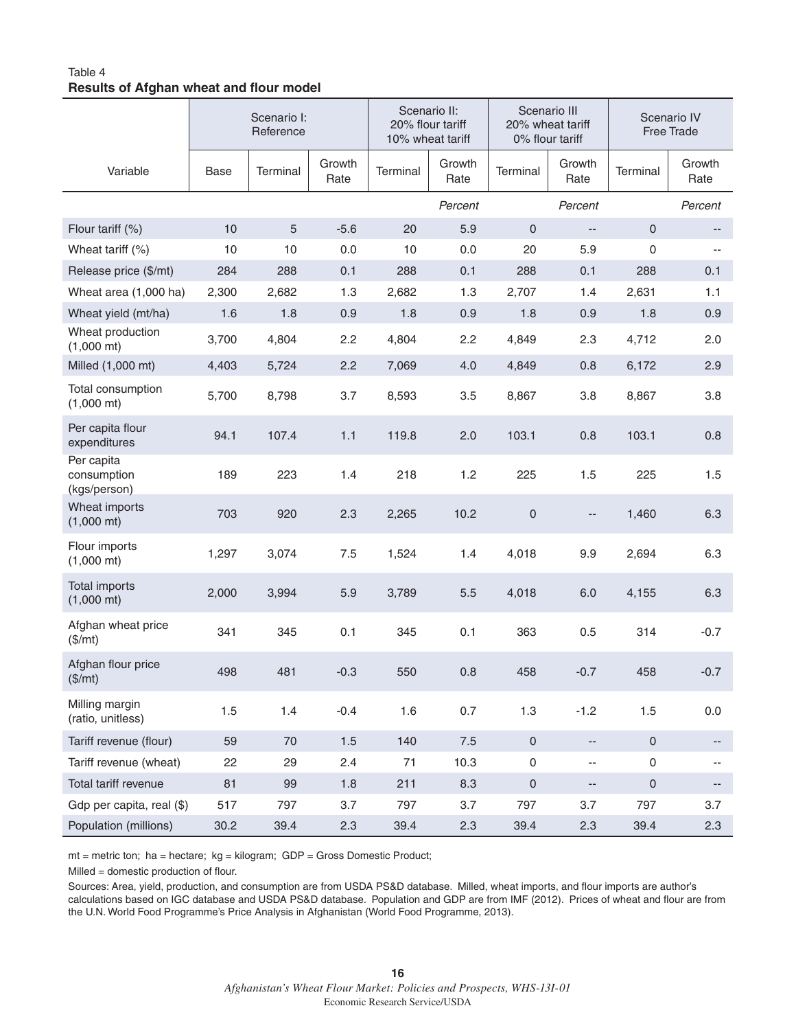Table 4
**Results of Afghan wheat and flour model**

| Variable | Scenario I: Reference | | | Scenario II: 20% flour tariff 10% wheat tariff | | Scenario III 20% wheat tariff 0% flour tariff | | Scenario IV Free Trade | |
|---|---|---|---|---|---|---|---|---|---|
| | Base | Terminal | Growth Rate | Terminal | Growth Rate | Terminal | Growth Rate | Terminal | Growth Rate |
| | | | | | *Percent* | | *Percent* | | *Percent* |
| Flour tariff (%) | 10 | 5 | -5.6 | 20 | 5.9 | 0 | -- | 0 | -- |
| Wheat tariff (%) | 10 | 10 | 0.0 | 10 | 0.0 | 20 | 5.9 | 0 | -- |
| Release price ($/mt) | 284 | 288 | 0.1 | 288 | 0.1 | 288 | 0.1 | 288 | 0.1 |
| Wheat area (1,000 ha) | 2,300 | 2,682 | 1.3 | 2,682 | 1.3 | 2,707 | 1.4 | 2,631 | 1.1 |
| Wheat yield (mt/ha) | 1.6 | 1.8 | 0.9 | 1.8 | 0.9 | 1.8 | 0.9 | 1.8 | 0.9 |
| Wheat production (1,000 mt) | 3,700 | 4,804 | 2.2 | 4,804 | 2.2 | 4,849 | 2.3 | 4,712 | 2.0 |
| Milled (1,000 mt) | 4,403 | 5,724 | 2.2 | 7,069 | 4.0 | 4,849 | 0.8 | 6,172 | 2.9 |
| Total consumption (1,000 mt) | 5,700 | 8,798 | 3.7 | 8,593 | 3.5 | 8,867 | 3.8 | 8,867 | 3.8 |
| Per capita flour expenditures | 94.1 | 107.4 | 1.1 | 119.8 | 2.0 | 103.1 | 0.8 | 103.1 | 0.8 |
| Per capita consumption (kgs/person) | 189 | 223 | 1.4 | 218 | 1.2 | 225 | 1.5 | 225 | 1.5 |
| Wheat imports (1,000 mt) | 703 | 920 | 2.3 | 2,265 | 10.2 | 0 | -- | 1,460 | 6.3 |
| Flour imports (1,000 mt) | 1,297 | 3,074 | 7.5 | 1,524 | 1.4 | 4,018 | 9.9 | 2,694 | 6.3 |
| Total imports (1,000 mt) | 2,000 | 3,994 | 5.9 | 3,789 | 5.5 | 4,018 | 6.0 | 4,155 | 6.3 |
| Afghan wheat price ($/mt) | 341 | 345 | 0.1 | 345 | 0.1 | 363 | 0.5 | 314 | -0.7 |
| Afghan flour price ($/mt) | 498 | 481 | -0.3 | 550 | 0.8 | 458 | -0.7 | 458 | -0.7 |
| Milling margin (ratio, unitless) | 1.5 | 1.4 | -0.4 | 1.6 | 0.7 | 1.3 | -1.2 | 1.5 | 0.0 |
| Tariff revenue (flour) | 59 | 70 | 1.5 | 140 | 7.5 | 0 | -- | 0 | -- |
| Tariff revenue (wheat) | 22 | 29 | 2.4 | 71 | 10.3 | 0 | -- | 0 | -- |
| Total tariff revenue | 81 | 99 | 1.8 | 211 | 8.3 | 0 | -- | 0 | -- |
| Gdp per capita, real ($) | 517 | 797 | 3.7 | 797 | 3.7 | 797 | 3.7 | 797 | 3.7 |
| Population (millions) | 30.2 | 39.4 | 2.3 | 39.4 | 2.3 | 39.4 | 2.3 | 39.4 | 2.3 |

mt = metric ton; ha = hectare; kg = kilogram; GDP = Gross Domestic Product;

Milled = domestic production of flour.

Sources: Area, yield, production, and consumption are from USDA PS&D database. Milled, wheat imports, and flour imports are author's calculations based on IGC database and USDA PS&D database. Population and GDP are from IMF (2012). Prices of wheat and flour are from the U.N. World Food Programme's Price Analysis in Afghanistan (World Food Programme, 2013).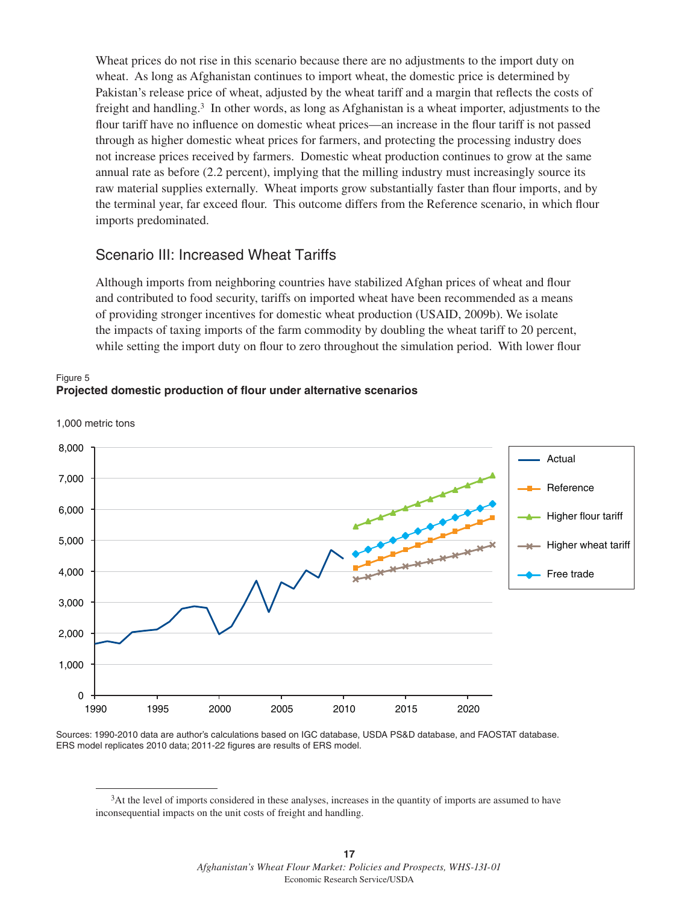Wheat prices do not rise in this scenario because there are no adjustments to the import duty on wheat. As long as Afghanistan continues to import wheat, the domestic price is determined by Pakistan's release price of wheat, adjusted by the wheat tariff and a margin that reflects the costs of freight and handling.[3] In other words, as long as Afghanistan is a wheat importer, adjustments to the flour tariff have no influence on domestic wheat prices—an increase in the flour tariff is not passed through as higher domestic wheat prices for farmers, and protecting the processing industry does not increase prices received by farmers. Domestic wheat production continues to grow at the same annual rate as before (2.2 percent), implying that the milling industry must increasingly source its raw material supplies externally. Wheat imports grow substantially faster than flour imports, and by the terminal year, far exceed flour. This outcome differs from the Reference scenario, in which flour imports predominated.

## Scenario III: Increased Wheat Tariffs

Although imports from neighboring countries have stabilized Afghan prices of wheat and flour and contributed to food security, tariffs on imported wheat have been recommended as a means of providing stronger incentives for domestic wheat production (USAID, 2009b). We isolate the impacts of taxing imports of the farm commodity by doubling the wheat tariff to 20 percent, while setting the import duty on flour to zero throughout the simulation period. With lower flour

Figure 5
**Projected domestic production of flour under alternative scenarios**

Sources: 1990-2010 data are author's calculations based on IGC database, USDA PS&D database, and FAOSTAT database. ERS model replicates 2010 data; 2011-22 figures are results of ERS model.

---

[3] At the level of imports considered in these analyses, increases in the quantity of imports are assumed to have inconsequential impacts on the unit costs of freight and handling.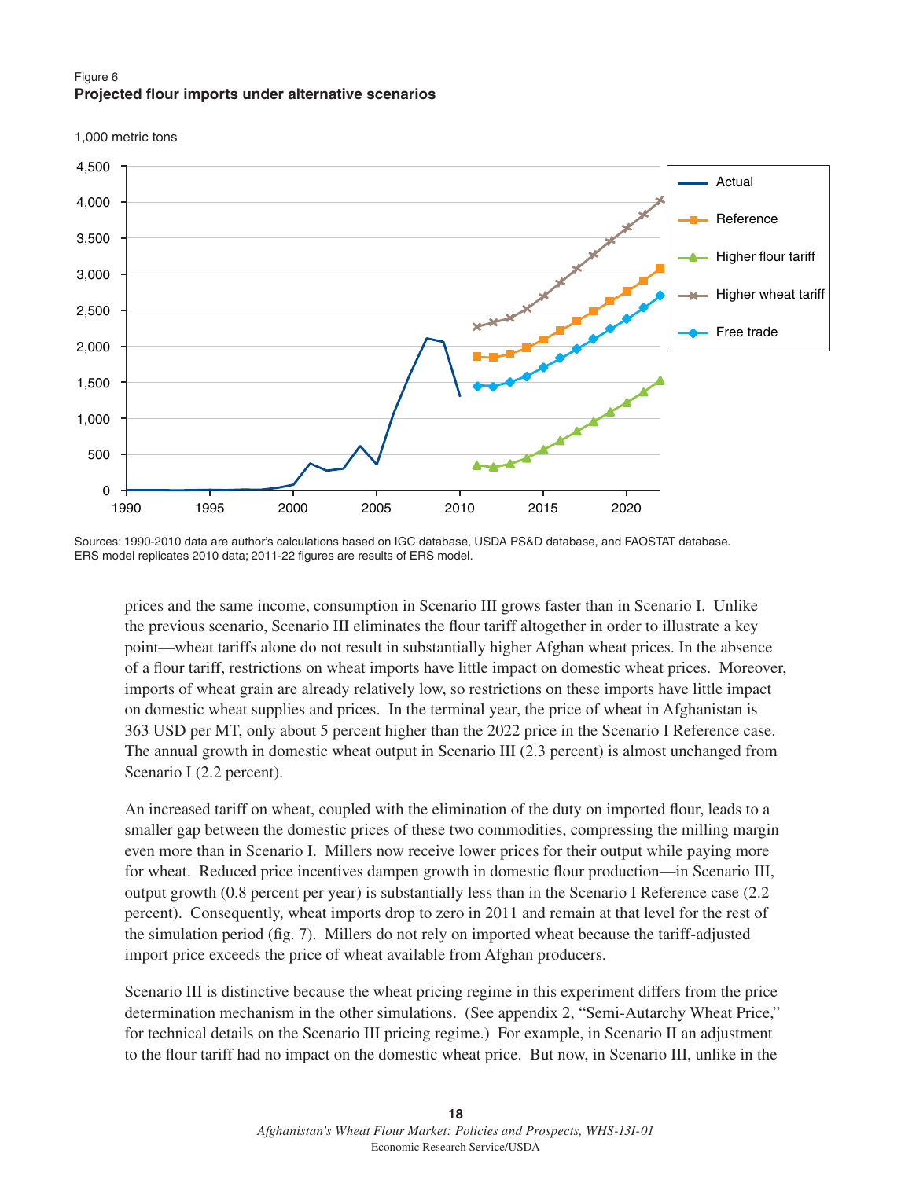Figure 6
**Projected flour imports under alternative scenarios**

Sources: 1990-2010 data are author's calculations based on IGC database, USDA PS&D database, and FAOSTAT database. ERS model replicates 2010 data; 2011-22 figures are results of ERS model.

prices and the same income, consumption in Scenario III grows faster than in Scenario I. Unlike the previous scenario, Scenario III eliminates the flour tariff altogether in order to illustrate a key point—wheat tariffs alone do not result in substantially higher Afghan wheat prices. In the absence of a flour tariff, restrictions on wheat imports have little impact on domestic wheat prices. Moreover, imports of wheat grain are already relatively low, so restrictions on these imports have little impact on domestic wheat supplies and prices. In the terminal year, the price of wheat in Afghanistan is 363 USD per MT, only about 5 percent higher than the 2022 price in the Scenario I Reference case. The annual growth in domestic wheat output in Scenario III (2.3 percent) is almost unchanged from Scenario I (2.2 percent).

An increased tariff on wheat, coupled with the elimination of the duty on imported flour, leads to a smaller gap between the domestic prices of these two commodities, compressing the milling margin even more than in Scenario I. Millers now receive lower prices for their output while paying more for wheat. Reduced price incentives dampen growth in domestic flour production—in Scenario III, output growth (0.8 percent per year) is substantially less than in the Scenario I Reference case (2.2 percent). Consequently, wheat imports drop to zero in 2011 and remain at that level for the rest of the simulation period (fig. 7). Millers do not rely on imported wheat because the tariff-adjusted import price exceeds the price of wheat available from Afghan producers.

Scenario III is distinctive because the wheat pricing regime in this experiment differs from the price determination mechanism in the other simulations. (See appendix 2, "Semi-Autarchy Wheat Price," for technical details on the Scenario III pricing regime.) For example, in Scenario II an adjustment to the flour tariff had no impact on the domestic wheat price. But now, in Scenario III, unlike in the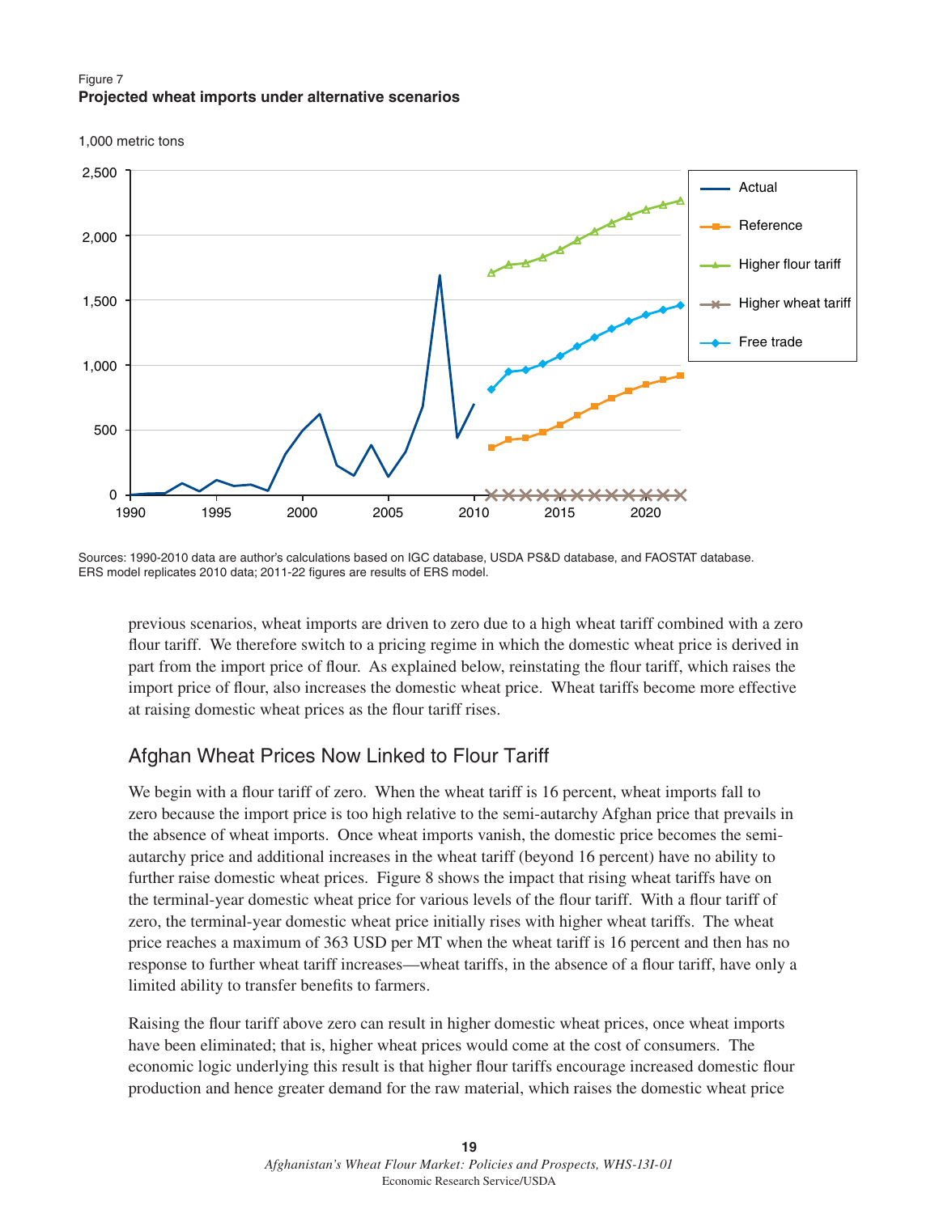Figure 7
**Projected wheat imports under alternative scenarios**

Sources: 1990-2010 data are author's calculations based on IGC database, USDA PS&D database, and FAOSTAT database. ERS model replicates 2010 data; 2011-22 figures are results of ERS model.

previous scenarios, wheat imports are driven to zero due to a high wheat tariff combined with a zero flour tariff. We therefore switch to a pricing regime in which the domestic wheat price is derived in part from the import price of flour. As explained below, reinstating the flour tariff, which raises the import price of flour, also increases the domestic wheat price. Wheat tariffs become more effective at raising domestic wheat prices as the flour tariff rises.

## Afghan Wheat Prices Now Linked to Flour Tariff

We begin with a flour tariff of zero. When the wheat tariff is 16 percent, wheat imports fall to zero because the import price is too high relative to the semi-autarchy Afghan price that prevails in the absence of wheat imports. Once wheat imports vanish, the domestic price becomes the semi-autarchy price and additional increases in the wheat tariff (beyond 16 percent) have no ability to further raise domestic wheat prices. Figure 8 shows the impact that rising wheat tariffs have on the terminal-year domestic wheat price for various levels of the flour tariff. With a flour tariff of zero, the terminal-year domestic wheat price initially rises with higher wheat tariffs. The wheat price reaches a maximum of 363 USD per MT when the wheat tariff is 16 percent and then has no response to further wheat tariff increases—wheat tariffs, in the absence of a flour tariff, have only a limited ability to transfer benefits to farmers.

Raising the flour tariff above zero can result in higher domestic wheat prices, once wheat imports have been eliminated; that is, higher wheat prices would come at the cost of consumers. The economic logic underlying this result is that higher flour tariffs encourage increased domestic flour production and hence greater demand for the raw material, which raises the domestic wheat price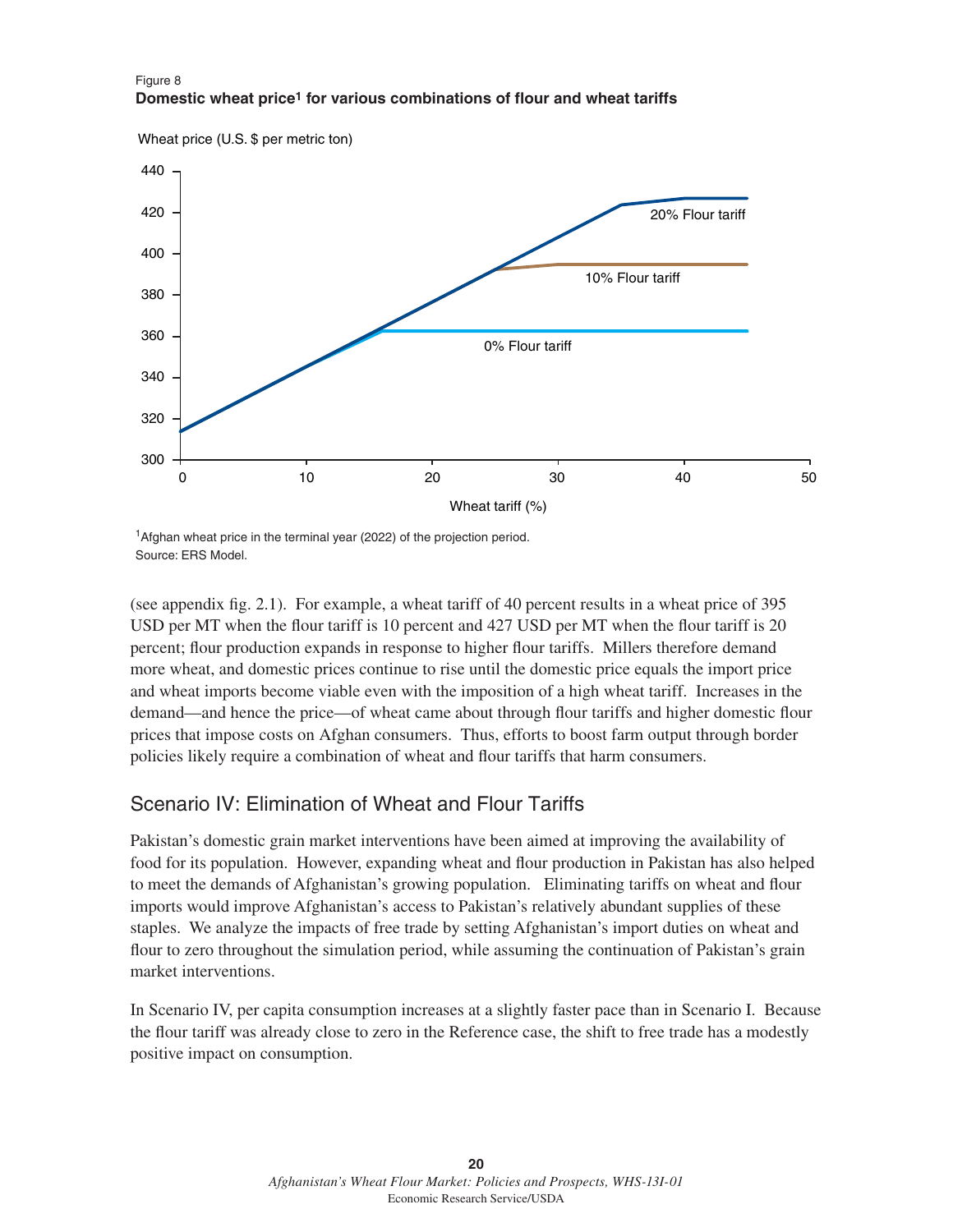Figure 8
**Domestic wheat price[1] for various combinations of flour and wheat tariffs**

[1]Afghan wheat price in the terminal year (2022) of the projection period.
Source: ERS Model.

(see appendix fig. 2.1). For example, a wheat tariff of 40 percent results in a wheat price of 395 USD per MT when the flour tariff is 10 percent and 427 USD per MT when the flour tariff is 20 percent; flour production expands in response to higher flour tariffs. Millers therefore demand more wheat, and domestic prices continue to rise until the domestic price equals the import price and wheat imports become viable even with the imposition of a high wheat tariff. Increases in the demand—and hence the price—of wheat came about through flour tariffs and higher domestic flour prices that impose costs on Afghan consumers. Thus, efforts to boost farm output through border policies likely require a combination of wheat and flour tariffs that harm consumers.

## Scenario IV: Elimination of Wheat and Flour Tariffs

Pakistan's domestic grain market interventions have been aimed at improving the availability of food for its population. However, expanding wheat and flour production in Pakistan has also helped to meet the demands of Afghanistan's growing population. Eliminating tariffs on wheat and flour imports would improve Afghanistan's access to Pakistan's relatively abundant supplies of these staples. We analyze the impacts of free trade by setting Afghanistan's import duties on wheat and flour to zero throughout the simulation period, while assuming the continuation of Pakistan's grain market interventions.

In Scenario IV, per capita consumption increases at a slightly faster pace than in Scenario I. Because the flour tariff was already close to zero in the Reference case, the shift to free trade has a modestly positive impact on consumption.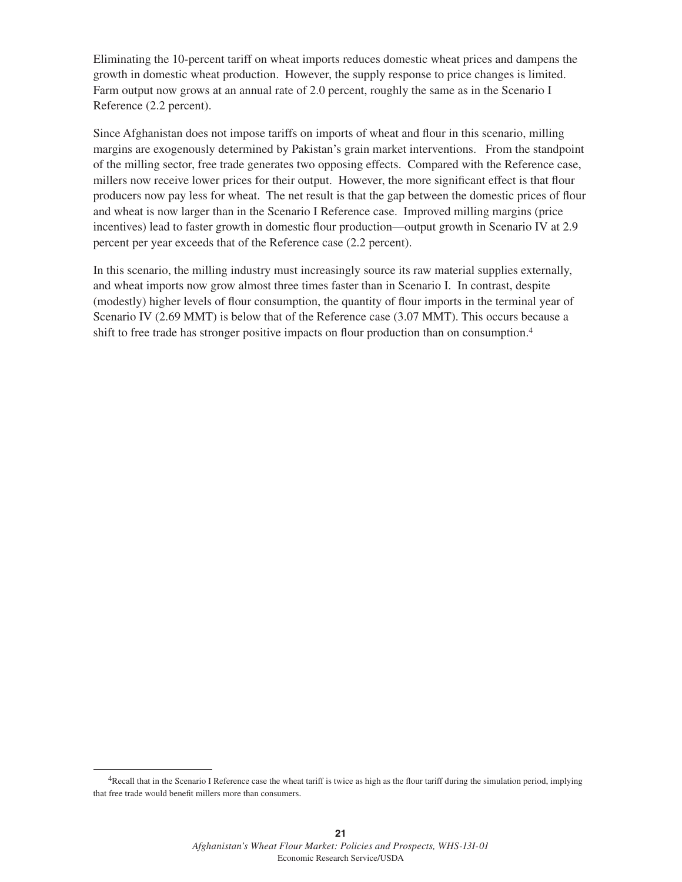Eliminating the 10-percent tariff on wheat imports reduces domestic wheat prices and dampens the growth in domestic wheat production. However, the supply response to price changes is limited. Farm output now grows at an annual rate of 2.0 percent, roughly the same as in the Scenario I Reference (2.2 percent).

Since Afghanistan does not impose tariffs on imports of wheat and flour in this scenario, milling margins are exogenously determined by Pakistan's grain market interventions. From the standpoint of the milling sector, free trade generates two opposing effects. Compared with the Reference case, millers now receive lower prices for their output. However, the more significant effect is that flour producers now pay less for wheat. The net result is that the gap between the domestic prices of flour and wheat is now larger than in the Scenario I Reference case. Improved milling margins (price incentives) lead to faster growth in domestic flour production—output growth in Scenario IV at 2.9 percent per year exceeds that of the Reference case (2.2 percent).

In this scenario, the milling industry must increasingly source its raw material supplies externally, and wheat imports now grow almost three times faster than in Scenario I. In contrast, despite (modestly) higher levels of flour consumption, the quantity of flour imports in the terminal year of Scenario IV (2.69 MMT) is below that of the Reference case (3.07 MMT). This occurs because a shift to free trade has stronger positive impacts on flour production than on consumption.[4]

[4]Recall that in the Scenario I Reference case the wheat tariff is twice as high as the flour tariff during the simulation period, implying that free trade would benefit millers more than consumers.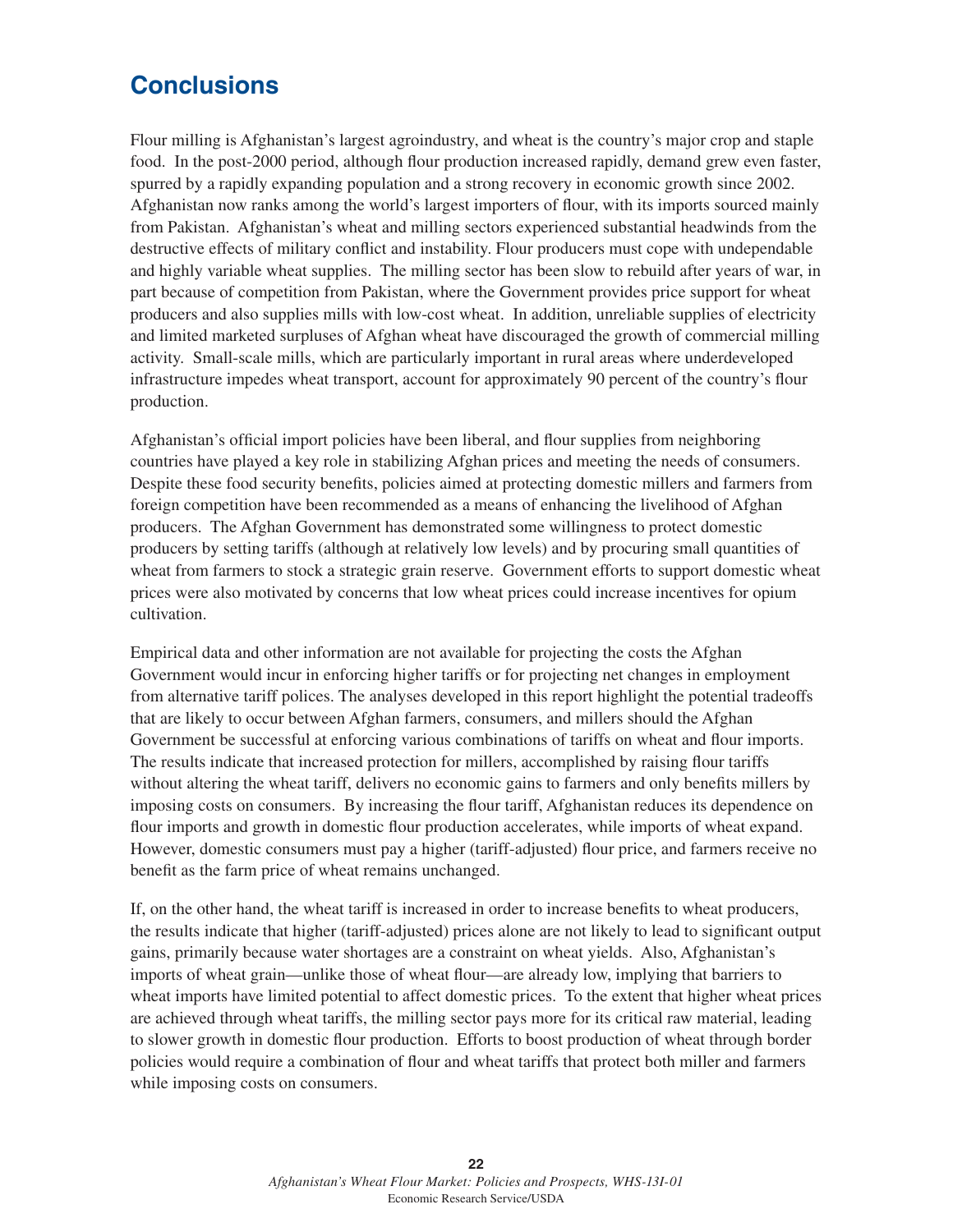# Conclusions

Flour milling is Afghanistan's largest agroindustry, and wheat is the country's major crop and staple food. In the post-2000 period, although flour production increased rapidly, demand grew even faster, spurred by a rapidly expanding population and a strong recovery in economic growth since 2002. Afghanistan now ranks among the world's largest importers of flour, with its imports sourced mainly from Pakistan. Afghanistan's wheat and milling sectors experienced substantial headwinds from the destructive effects of military conflict and instability. Flour producers must cope with undependable and highly variable wheat supplies. The milling sector has been slow to rebuild after years of war, in part because of competition from Pakistan, where the Government provides price support for wheat producers and also supplies mills with low-cost wheat. In addition, unreliable supplies of electricity and limited marketed surpluses of Afghan wheat have discouraged the growth of commercial milling activity. Small-scale mills, which are particularly important in rural areas where underdeveloped infrastructure impedes wheat transport, account for approximately 90 percent of the country's flour production.

Afghanistan's official import policies have been liberal, and flour supplies from neighboring countries have played a key role in stabilizing Afghan prices and meeting the needs of consumers. Despite these food security benefits, policies aimed at protecting domestic millers and farmers from foreign competition have been recommended as a means of enhancing the livelihood of Afghan producers. The Afghan Government has demonstrated some willingness to protect domestic producers by setting tariffs (although at relatively low levels) and by procuring small quantities of wheat from farmers to stock a strategic grain reserve. Government efforts to support domestic wheat prices were also motivated by concerns that low wheat prices could increase incentives for opium cultivation.

Empirical data and other information are not available for projecting the costs the Afghan Government would incur in enforcing higher tariffs or for projecting net changes in employment from alternative tariff polices. The analyses developed in this report highlight the potential tradeoffs that are likely to occur between Afghan farmers, consumers, and millers should the Afghan Government be successful at enforcing various combinations of tariffs on wheat and flour imports. The results indicate that increased protection for millers, accomplished by raising flour tariffs without altering the wheat tariff, delivers no economic gains to farmers and only benefits millers by imposing costs on consumers. By increasing the flour tariff, Afghanistan reduces its dependence on flour imports and growth in domestic flour production accelerates, while imports of wheat expand. However, domestic consumers must pay a higher (tariff-adjusted) flour price, and farmers receive no benefit as the farm price of wheat remains unchanged.

If, on the other hand, the wheat tariff is increased in order to increase benefits to wheat producers, the results indicate that higher (tariff-adjusted) prices alone are not likely to lead to significant output gains, primarily because water shortages are a constraint on wheat yields. Also, Afghanistan's imports of wheat grain—unlike those of wheat flour—are already low, implying that barriers to wheat imports have limited potential to affect domestic prices. To the extent that higher wheat prices are achieved through wheat tariffs, the milling sector pays more for its critical raw material, leading to slower growth in domestic flour production. Efforts to boost production of wheat through border policies would require a combination of flour and wheat tariffs that protect both miller and farmers while imposing costs on consumers.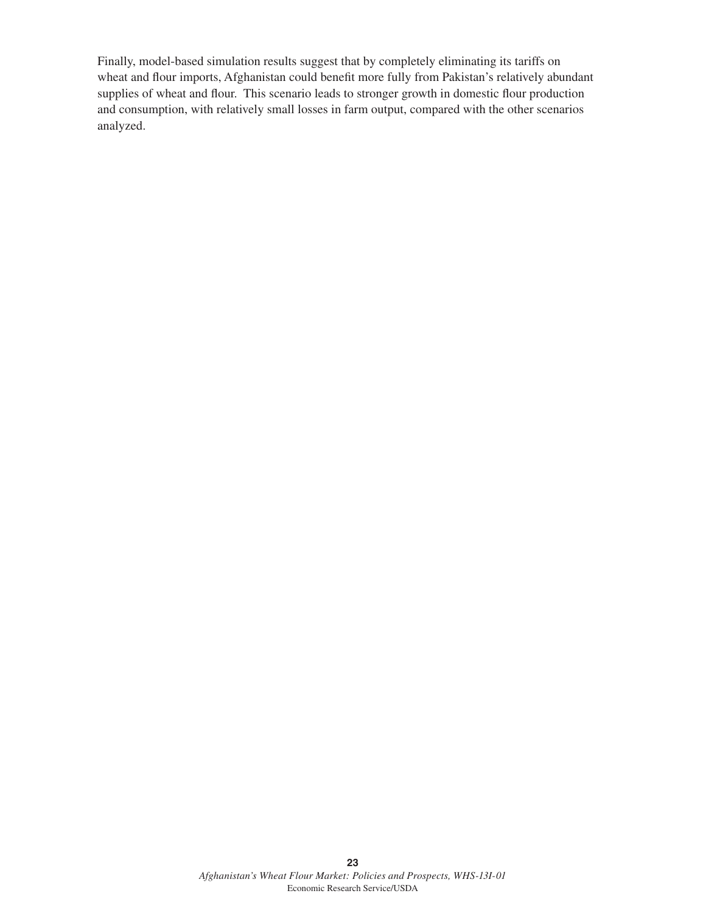Finally, model-based simulation results suggest that by completely eliminating its tariffs on wheat and flour imports, Afghanistan could benefit more fully from Pakistan's relatively abundant supplies of wheat and flour. This scenario leads to stronger growth in domestic flour production and consumption, with relatively small losses in farm output, compared with the other scenarios analyzed.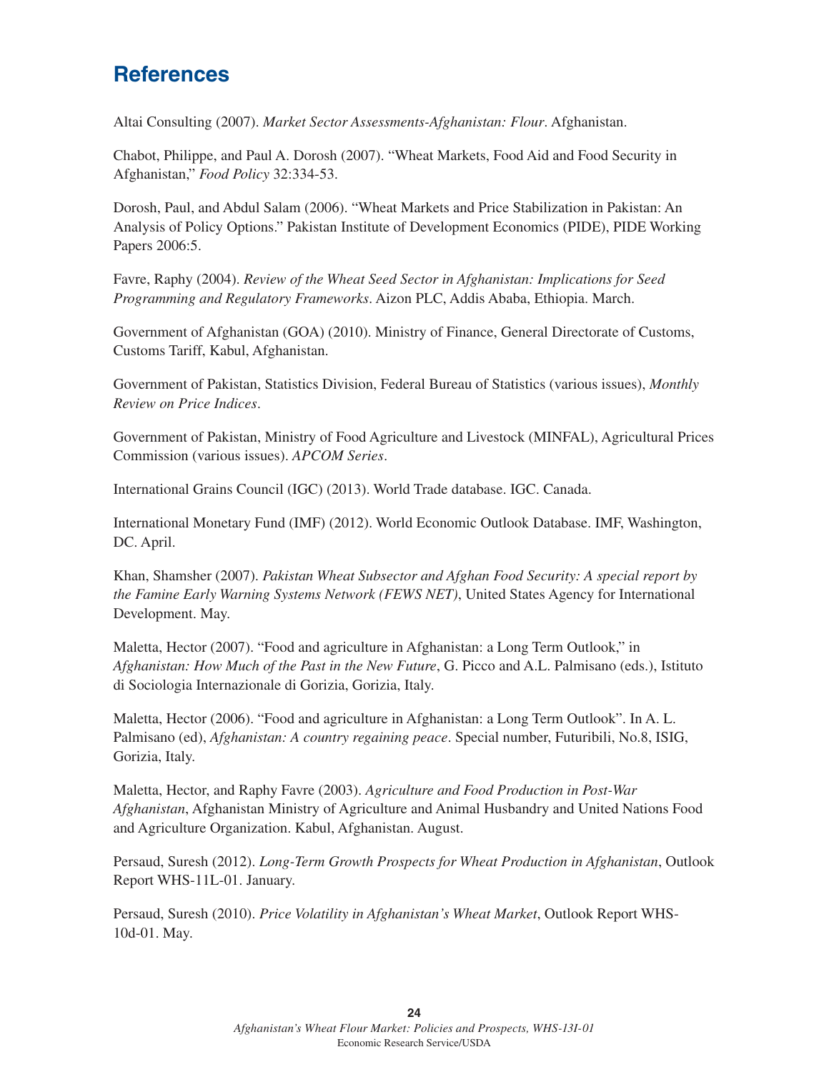## References

Altai Consulting (2007). *Market Sector Assessments-Afghanistan: Flour*. Afghanistan.

Chabot, Philippe, and Paul A. Dorosh (2007). "Wheat Markets, Food Aid and Food Security in Afghanistan," *Food Policy* 32:334-53.

Dorosh, Paul, and Abdul Salam (2006). "Wheat Markets and Price Stabilization in Pakistan: An Analysis of Policy Options." Pakistan Institute of Development Economics (PIDE), PIDE Working Papers 2006:5.

Favre, Raphy (2004). *Review of the Wheat Seed Sector in Afghanistan: Implications for Seed Programming and Regulatory Frameworks*. Aizon PLC, Addis Ababa, Ethiopia. March.

Government of Afghanistan (GOA) (2010). Ministry of Finance, General Directorate of Customs, Customs Tariff, Kabul, Afghanistan.

Government of Pakistan, Statistics Division, Federal Bureau of Statistics (various issues), *Monthly Review on Price Indices*.

Government of Pakistan, Ministry of Food Agriculture and Livestock (MINFAL), Agricultural Prices Commission (various issues). *APCOM Series*.

International Grains Council (IGC) (2013). World Trade database. IGC. Canada.

International Monetary Fund (IMF) (2012). World Economic Outlook Database. IMF, Washington, DC. April.

Khan, Shamsher (2007). *Pakistan Wheat Subsector and Afghan Food Security: A special report by the Famine Early Warning Systems Network (FEWS NET)*, United States Agency for International Development. May.

Maletta, Hector (2007). "Food and agriculture in Afghanistan: a Long Term Outlook," in *Afghanistan: How Much of the Past in the New Future*, G. Picco and A.L. Palmisano (eds.), Istituto di Sociologia Internazionale di Gorizia, Gorizia, Italy.

Maletta, Hector (2006). "Food and agriculture in Afghanistan: a Long Term Outlook". In A. L. Palmisano (ed), *Afghanistan: A country regaining peace*. Special number, Futuribili, No.8, ISIG, Gorizia, Italy.

Maletta, Hector, and Raphy Favre (2003). *Agriculture and Food Production in Post-War Afghanistan*, Afghanistan Ministry of Agriculture and Animal Husbandry and United Nations Food and Agriculture Organization. Kabul, Afghanistan. August.

Persaud, Suresh (2012). *Long-Term Growth Prospects for Wheat Production in Afghanistan*, Outlook Report WHS-11L-01. January.

Persaud, Suresh (2010). *Price Volatility in Afghanistan's Wheat Market*, Outlook Report WHS-10d-01. May.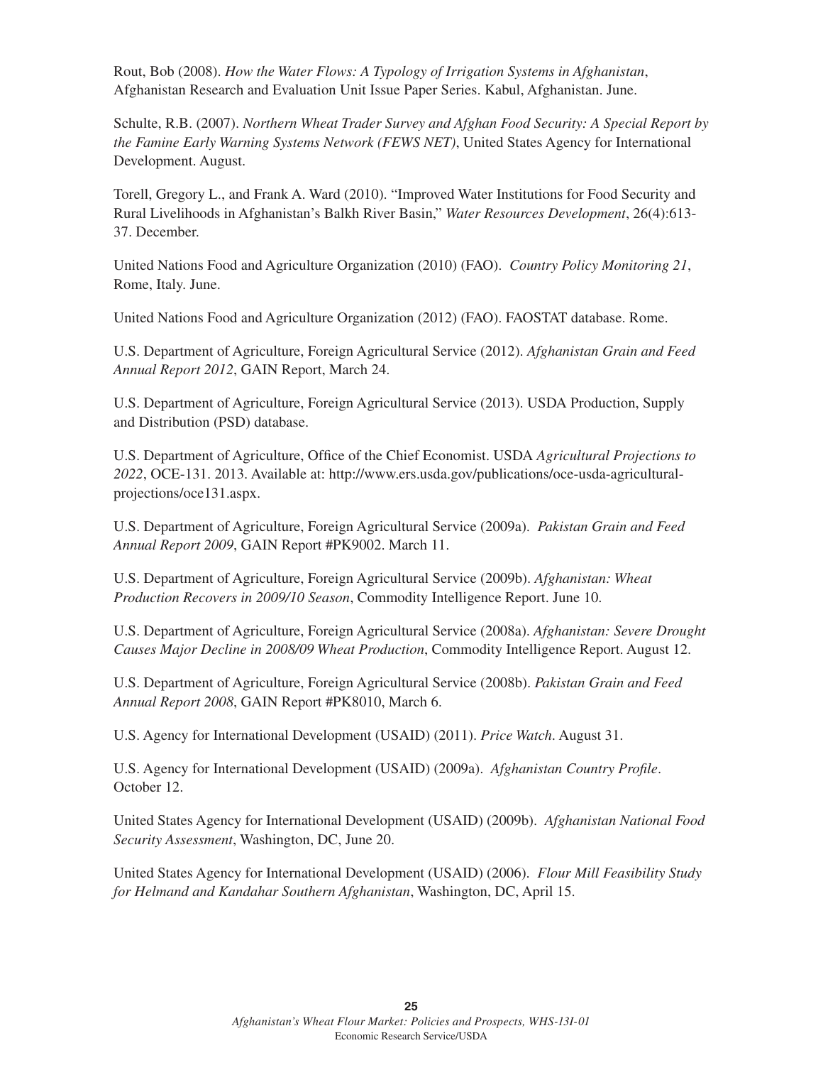Rout, Bob (2008). *How the Water Flows: A Typology of Irrigation Systems in Afghanistan*, Afghanistan Research and Evaluation Unit Issue Paper Series. Kabul, Afghanistan. June.

Schulte, R.B. (2007). *Northern Wheat Trader Survey and Afghan Food Security: A Special Report by the Famine Early Warning Systems Network (FEWS NET)*, United States Agency for International Development. August.

Torell, Gregory L., and Frank A. Ward (2010). "Improved Water Institutions for Food Security and Rural Livelihoods in Afghanistan's Balkh River Basin," *Water Resources Development*, 26(4):613-37. December.

United Nations Food and Agriculture Organization (2010) (FAO). *Country Policy Monitoring 21*, Rome, Italy. June.

United Nations Food and Agriculture Organization (2012) (FAO). FAOSTAT database. Rome.

U.S. Department of Agriculture, Foreign Agricultural Service (2012). *Afghanistan Grain and Feed Annual Report 2012*, GAIN Report, March 24.

U.S. Department of Agriculture, Foreign Agricultural Service (2013). USDA Production, Supply and Distribution (PSD) database.

U.S. Department of Agriculture, Office of the Chief Economist. USDA *Agricultural Projections to 2022*, OCE-131. 2013. Available at: http://www.ers.usda.gov/publications/oce-usda-agricultural-projections/oce131.aspx.

U.S. Department of Agriculture, Foreign Agricultural Service (2009a). *Pakistan Grain and Feed Annual Report 2009*, GAIN Report #PK9002. March 11.

U.S. Department of Agriculture, Foreign Agricultural Service (2009b). *Afghanistan: Wheat Production Recovers in 2009/10 Season*, Commodity Intelligence Report. June 10.

U.S. Department of Agriculture, Foreign Agricultural Service (2008a). *Afghanistan: Severe Drought Causes Major Decline in 2008/09 Wheat Production*, Commodity Intelligence Report. August 12.

U.S. Department of Agriculture, Foreign Agricultural Service (2008b). *Pakistan Grain and Feed Annual Report 2008*, GAIN Report #PK8010, March 6.

U.S. Agency for International Development (USAID) (2011). *Price Watch*. August 31.

U.S. Agency for International Development (USAID) (2009a). *Afghanistan Country Profile*. October 12.

United States Agency for International Development (USAID) (2009b). *Afghanistan National Food Security Assessment*, Washington, DC, June 20.

United States Agency for International Development (USAID) (2006). *Flour Mill Feasibility Study for Helmand and Kandahar Southern Afghanistan*, Washington, DC, April 15.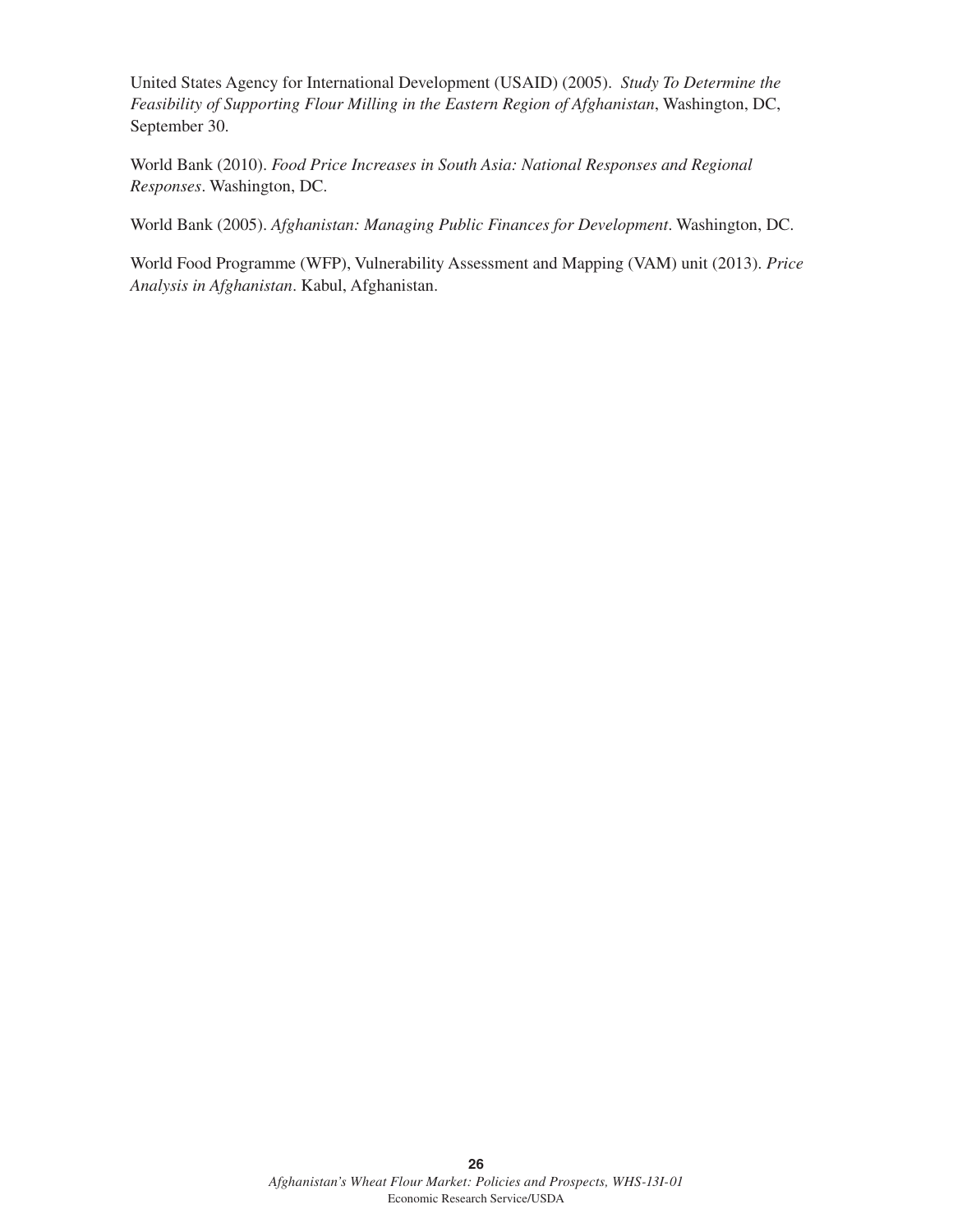United States Agency for International Development (USAID) (2005). *Study To Determine the Feasibility of Supporting Flour Milling in the Eastern Region of Afghanistan*, Washington, DC, September 30.

World Bank (2010). *Food Price Increases in South Asia: National Responses and Regional Responses*. Washington, DC.

World Bank (2005). *Afghanistan: Managing Public Finances for Development*. Washington, DC.

World Food Programme (WFP), Vulnerability Assessment and Mapping (VAM) unit (2013). *Price Analysis in Afghanistan*. Kabul, Afghanistan.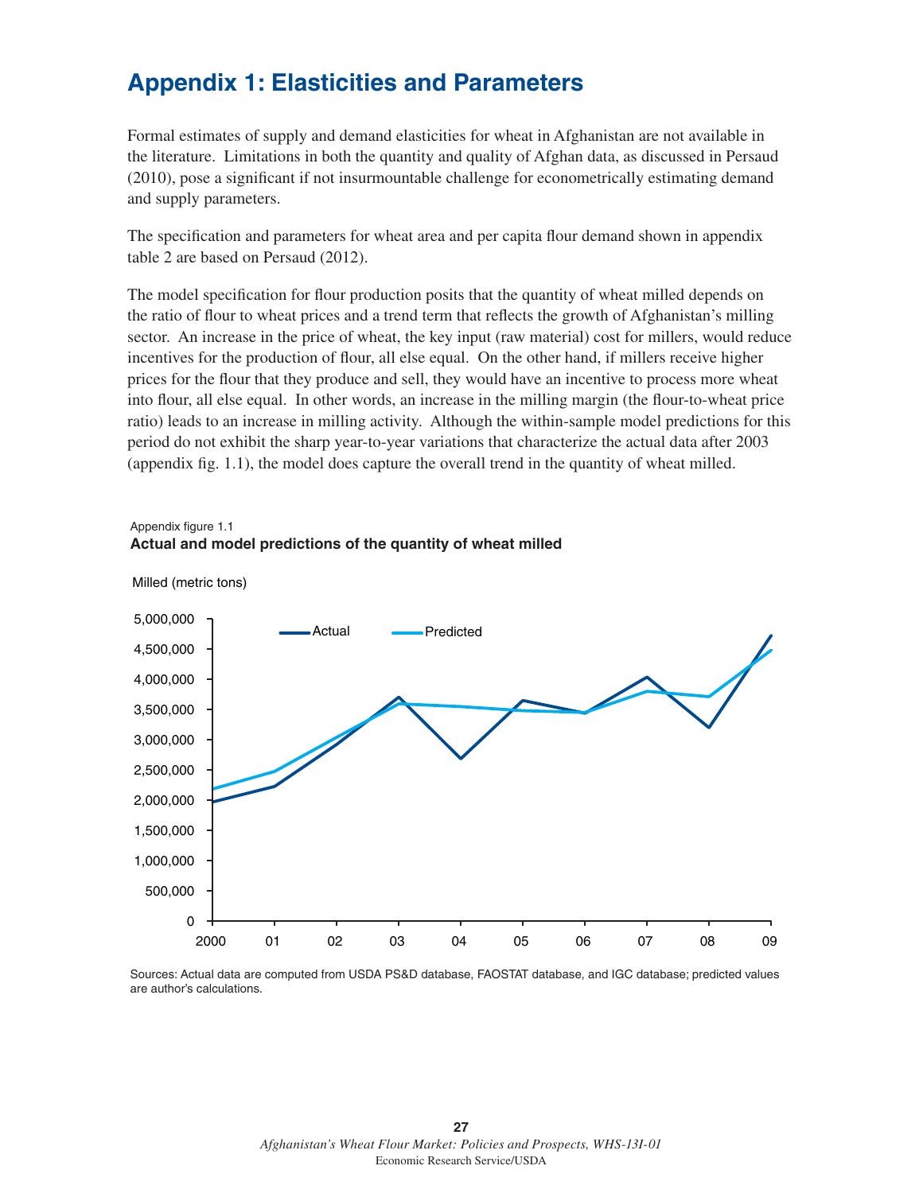# Appendix 1: Elasticities and Parameters

Formal estimates of supply and demand elasticities for wheat in Afghanistan are not available in the literature. Limitations in both the quantity and quality of Afghan data, as discussed in Persaud (2010), pose a significant if not insurmountable challenge for econometrically estimating demand and supply parameters.

The specification and parameters for wheat area and per capita flour demand shown in appendix table 2 are based on Persaud (2012).

The model specification for flour production posits that the quantity of wheat milled depends on the ratio of flour to wheat prices and a trend term that reflects the growth of Afghanistan's milling sector. An increase in the price of wheat, the key input (raw material) cost for millers, would reduce incentives for the production of flour, all else equal. On the other hand, if millers receive higher prices for the flour that they produce and sell, they would have an incentive to process more wheat into flour, all else equal. In other words, an increase in the milling margin (the flour-to-wheat price ratio) leads to an increase in milling activity. Although the within-sample model predictions for this period do not exhibit the sharp year-to-year variations that characterize the actual data after 2003 (appendix fig. 1.1), the model does capture the overall trend in the quantity of wheat milled.

Appendix figure 1.1
**Actual and model predictions of the quantity of wheat milled**

Milled (metric tons)

Sources: Actual data are computed from USDA PS&D database, FAOSTAT database, and IGC database; predicted values are author's calculations.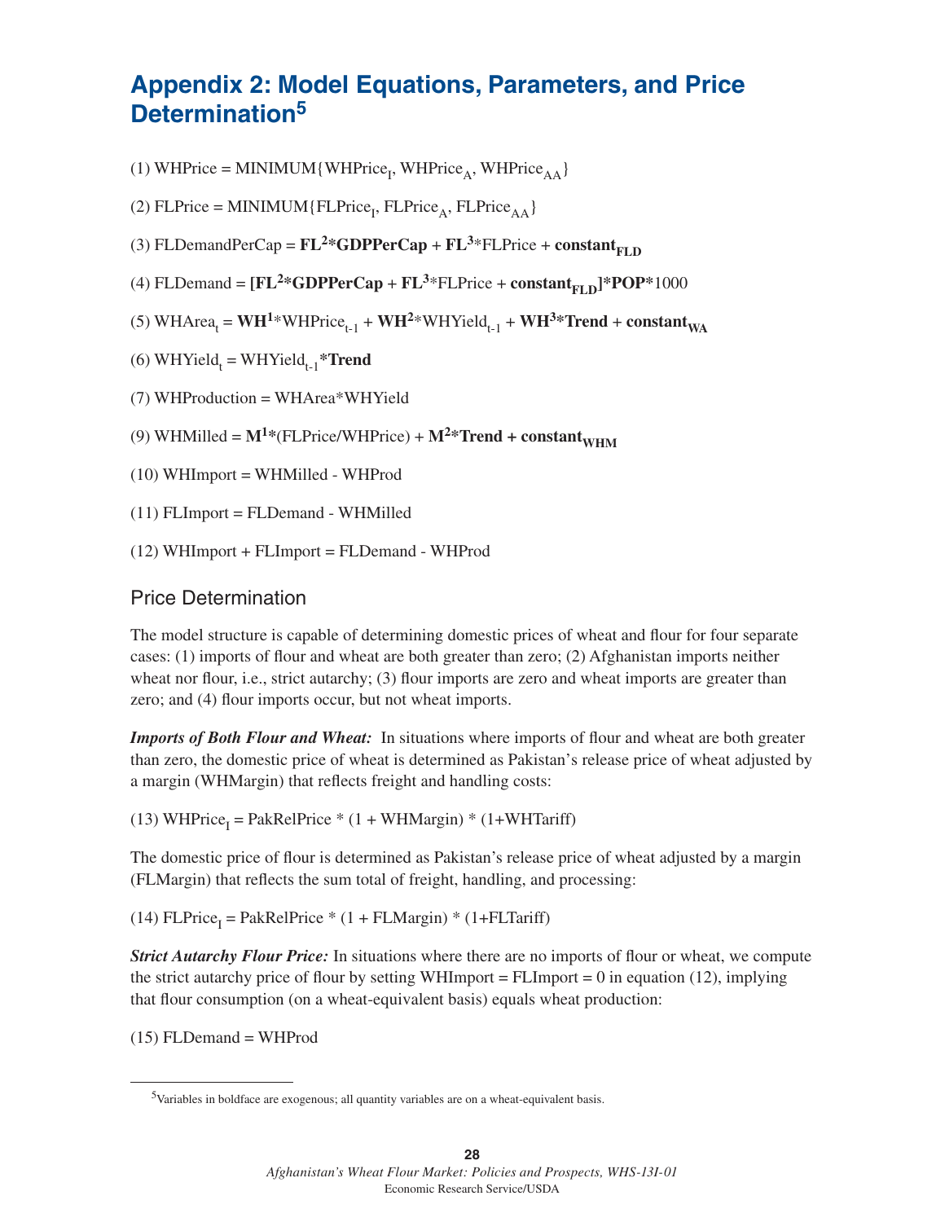## Appendix 2: Model Equations, Parameters, and Price Determination[5]

(1) $\text{WHPrice} = \text{MINIMUM}\{\text{WHPrice}_I, \text{WHPrice}_A, \text{WHPrice}_{AA}\}$

(2) $\text{FLPrice} = \text{MINIMUM}\{\text{FLPrice}_I, \text{FLPrice}_A, \text{FLPrice}_{AA}\}$

(3) $\text{FLDemandPerCap} = \mathbf{FL^2 * GDPPerCap} + \mathbf{FL^3} * \text{FLPrice} + \mathbf{constant_{FLD}}$

(4) $\text{FLDemand} = [\mathbf{FL^2 * GDPPerCap} + \mathbf{FL^3} * \text{FLPrice} + \mathbf{constant_{FLD}}] \mathbf{* POP *} 1000$

(5) $\text{WHArea}_t = \mathbf{WH^1} * \text{WHPrice}_{t-1} + \mathbf{WH^2} * \text{WHYield}_{t-1} + \mathbf{WH^3 * Trend} + \mathbf{constant_{WA}}$

(6) $\text{WHYield}_t = \text{WHYield}_{t-1} \mathbf{* Trend}$

(7) $\text{WHProduction} = \text{WHArea} * \text{WHYield}$

(9) $\text{WHMilled} = \mathbf{M^1 *} (\text{FLPrice}/\text{WHPrice}) + \mathbf{M^2 * Trend + constant_{WHM}}$

(10) $\text{WHImport} = \text{WHMilled} - \text{WHProd}$

(11) $\text{FLImport} = \text{FLDemand} - \text{WHMilled}$

(12) $\text{WHImport} + \text{FLImport} = \text{FLDemand} - \text{WHProd}$

### Price Determination

The model structure is capable of determining domestic prices of wheat and flour for four separate cases: (1) imports of flour and wheat are both greater than zero; (2) Afghanistan imports neither wheat nor flour, i.e., strict autarchy; (3) flour imports are zero and wheat imports are greater than zero; and (4) flour imports occur, but not wheat imports.

***Imports of Both Flour and Wheat:*** In situations where imports of flour and wheat are both greater than zero, the domestic price of wheat is determined as Pakistan's release price of wheat adjusted by a margin (WHMargin) that reflects freight and handling costs:

(13) $\text{WHPrice}_I = \text{PakRelPrice} * (1 + \text{WHMargin}) * (1 + \text{WHTariff})$

The domestic price of flour is determined as Pakistan's release price of wheat adjusted by a margin (FLMargin) that reflects the sum total of freight, handling, and processing:

(14) $\text{FLPrice}_I = \text{PakRelPrice} * (1 + \text{FLMargin}) * (1 + \text{FLTariff})$

***Strict Autarchy Flour Price:*** In situations where there are no imports of flour or wheat, we compute the strict autarchy price of flour by setting WHImport = FLImport = 0 in equation (12), implying that flour consumption (on a wheat-equivalent basis) equals wheat production:

(15) $\text{FLDemand} = \text{WHProd}$

[5] Variables in boldface are exogenous; all quantity variables are on a wheat-equivalent basis.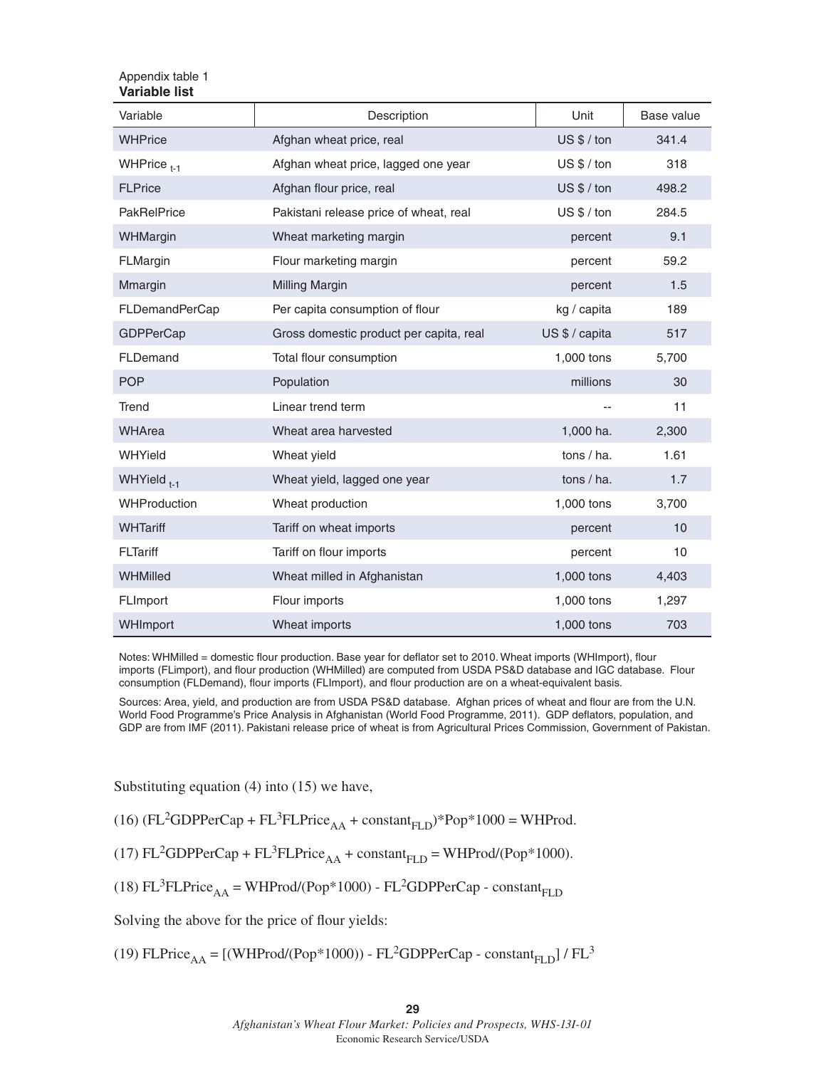Appendix table 1
**Variable list**

| Variable | Description | Unit | Base value |
|---|---|---|---|
| WHPrice | Afghan wheat price, real | US $ / ton | 341.4 |
| $WHPrice_{t-1}$ | Afghan wheat price, lagged one year | US $ / ton | 318 |
| FLPrice | Afghan flour price, real | US $ / ton | 498.2 |
| PakRelPrice | Pakistani release price of wheat, real | US $ / ton | 284.5 |
| WHMargin | Wheat marketing margin | percent | 9.1 |
| FLMargin | Flour marketing margin | percent | 59.2 |
| Mmargin | Milling Margin | percent | 1.5 |
| FLDemandPerCap | Per capita consumption of flour | kg / capita | 189 |
| GDPPerCap | Gross domestic product per capita, real | US $ / capita | 517 |
| FLDemand | Total flour consumption | 1,000 tons | 5,700 |
| POP | Population | millions | 30 |
| Trend | Linear trend term | -- | 11 |
| WHArea | Wheat area harvested | 1,000 ha. | 2,300 |
| WHYield | Wheat yield | tons / ha. | 1.61 |
| $WHYield_{t-1}$ | Wheat yield, lagged one year | tons / ha. | 1.7 |
| WHProduction | Wheat production | 1,000 tons | 3,700 |
| WHTariff | Tariff on wheat imports | percent | 10 |
| FLTariff | Tariff on flour imports | percent | 10 |
| WHMilled | Wheat milled in Afghanistan | 1,000 tons | 4,403 |
| FLImport | Flour imports | 1,000 tons | 1,297 |
| WHImport | Wheat imports | 1,000 tons | 703 |

Notes: WHMilled = domestic flour production. Base year for deflator set to 2010. Wheat imports (WHImport), flour imports (FLImport), and flour production (WHMilled) are computed from USDA PS&D database and IGC database. Flour consumption (FLDemand), flour imports (FLImport), and flour production are on a wheat-equivalent basis.

Sources: Area, yield, and production are from USDA PS&D database. Afghan prices of wheat and flour are from the U.N. World Food Programme's Price Analysis in Afghanistan (World Food Programme, 2011). GDP deflators, population, and GDP are from IMF (2011). Pakistani release price of wheat is from Agricultural Prices Commission, Government of Pakistan.

Substituting equation (4) into (15) we have,

(16) $(FL^2GDPPerCap + FL^3FLPrice_{AA} + constant_{FLD})*Pop*1000 = WHProd.$

(17) $FL^2GDPPerCap + FL^3FLPrice_{AA} + constant_{FLD} = WHProd/(Pop*1000).$

(18) $FL^3FLPrice_{AA} = WHProd/(Pop*1000) - FL^2GDPPerCap - constant_{FLD}$

Solving the above for the price of flour yields:

(19) $FLPrice_{AA} = [(WHProd/(Pop*1000)) - FL^2GDPPerCap - constant_{FLD}] / FL^3$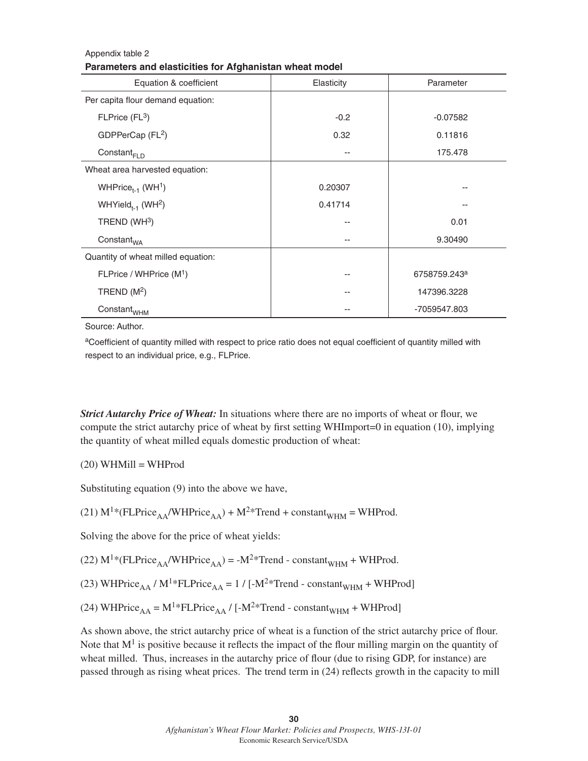Appendix table 2

**Parameters and elasticities for Afghanistan wheat model**

| Equation & coefficient | Elasticity | Parameter |
|---|---|---|
| Per capita flour demand equation: | | |
| FLPrice ($FL^3$) | -0.2 | -0.07582 |
| GDPPerCap ($FL^2$) | 0.32 | 0.11816 |
| $Constant_{FLD}$ | -- | 175.478 |
| Wheat area harvested equation: | | |
| $WHPrice_{t-1}$ ($WH^1$) | 0.20307 | -- |
| $WHYield_{t-1}$ ($WH^2$) | 0.41714 | -- |
| TREND ($WH^3$) | -- | 0.01 |
| $Constant_{WA}$ | -- | 9.30490 |
| Quantity of wheat milled equation: | | |
| FLPrice / WHPrice ($M^1$) | -- | 6758759.243[a] |
| TREND ($M^2$) | -- | 147396.3228 |
| $Constant_{WHM}$ | -- | -7059547.803 |

Source: Author.

[a]Coefficient of quantity milled with respect to price ratio does not equal coefficient of quantity milled with respect to an individual price, e.g., FLPrice.

***Strict Autarchy Price of Wheat:*** In situations where there are no imports of wheat or flour, we compute the strict autarchy price of wheat by first setting WHImport=0 in equation (10), implying the quantity of wheat milled equals domestic production of wheat:

(20) WHMill = WHProd

Substituting equation (9) into the above we have,

(21) $M^1*(FLPrice_{AA}/WHPrice_{AA}) + M^2*Trend + constant_{WHM} = WHProd.$

Solving the above for the price of wheat yields:

(22) $M^1*(FLPrice_{AA}/WHPrice_{AA}) = -M^2*Trend - constant_{WHM} + WHProd.$

(23) $WHPrice_{AA} / M^1*FLPrice_{AA} = 1 / [-M^2*Trend - constant_{WHM} + WHProd]$

(24) $WHPrice_{AA} = M^1*FLPrice_{AA} / [-M^2*Trend - constant_{WHM} + WHProd]$

As shown above, the strict autarchy price of wheat is a function of the strict autarchy price of flour. Note that $M^1$ is positive because it reflects the impact of the flour milling margin on the quantity of wheat milled. Thus, increases in the autarchy price of flour (due to rising GDP, for instance) are passed through as rising wheat prices. The trend term in (24) reflects growth in the capacity to mill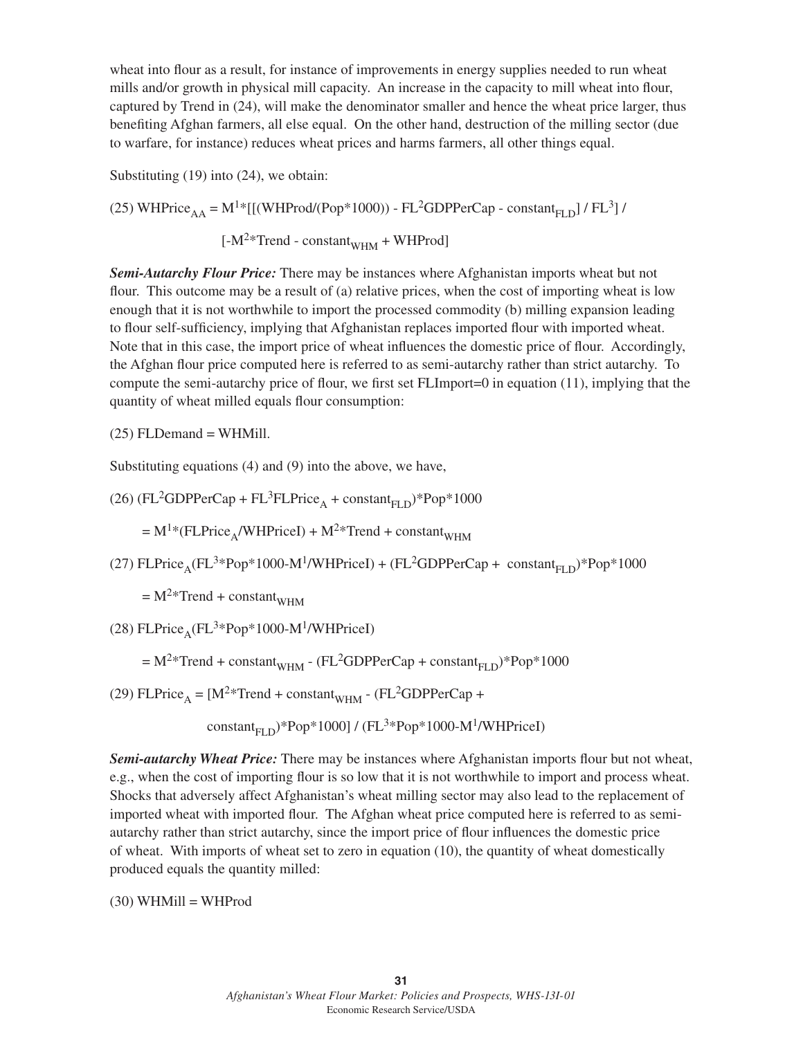wheat into flour as a result, for instance of improvements in energy supplies needed to run wheat mills and/or growth in physical mill capacity. An increase in the capacity to mill wheat into flour, captured by Trend in (24), will make the denominator smaller and hence the wheat price larger, thus benefiting Afghan farmers, all else equal. On the other hand, destruction of the milling sector (due to warfare, for instance) reduces wheat prices and harms farmers, all other things equal.

Substituting (19) into (24), we obtain:

$$(25)\ WHPrice_{AA} = M^1 * [[(WHProd/(Pop*1000)) - FL^2GDPPerCap - constant_{FLD}] / FL^3] / [-M^2*Trend - constant_{WHM} + WHProd]$$

***Semi-Autarchy Flour Price:*** There may be instances where Afghanistan imports wheat but not flour. This outcome may be a result of (a) relative prices, when the cost of importing wheat is low enough that it is not worthwhile to import the processed commodity (b) milling expansion leading to flour self-sufficiency, implying that Afghanistan replaces imported flour with imported wheat. Note that in this case, the import price of wheat influences the domestic price of flour. Accordingly, the Afghan flour price computed here is referred to as semi-autarchy rather than strict autarchy. To compute the semi-autarchy price of flour, we first set FLImport=0 in equation (11), implying that the quantity of wheat milled equals flour consumption:

$$(25)\ FLDemand = WHMill.$$

Substituting equations (4) and (9) into the above, we have,

$$(26)\ (FL^2GDPPerCap + FL^3FLPrice_A + constant_{FLD})*Pop*1000 = M^1*(FLPrice_A/WHPriceI) + M^2*Trend + constant_{WHM}$$

$$(27)\ FLPrice_A(FL^3*Pop*1000 - M^1/WHPriceI) + (FL^2GDPPerCap + constant_{FLD})*Pop*1000 = M^2*Trend + constant_{WHM}$$

$$(28)\ FLPrice_A(FL^3*Pop*1000 - M^1/WHPriceI) = M^2*Trend + constant_{WHM} - (FL^2GDPPerCap + constant_{FLD})*Pop*1000$$

$$(29)\ FLPrice_A = [M^2*Trend + constant_{WHM} - (FL^2GDPPerCap + constant_{FLD})*Pop*1000] / (FL^3*Pop*1000 - M^1/WHPriceI)$$

***Semi-autarchy Wheat Price:*** There may be instances where Afghanistan imports flour but not wheat, e.g., when the cost of importing flour is so low that it is not worthwhile to import and process wheat. Shocks that adversely affect Afghanistan's wheat milling sector may also lead to the replacement of imported wheat with imported flour. The Afghan wheat price computed here is referred to as semi-autarchy rather than strict autarchy, since the import price of flour influences the domestic price of wheat. With imports of wheat set to zero in equation (10), the quantity of wheat domestically produced equals the quantity milled:

$$(30)\ WHMill = WHProd$$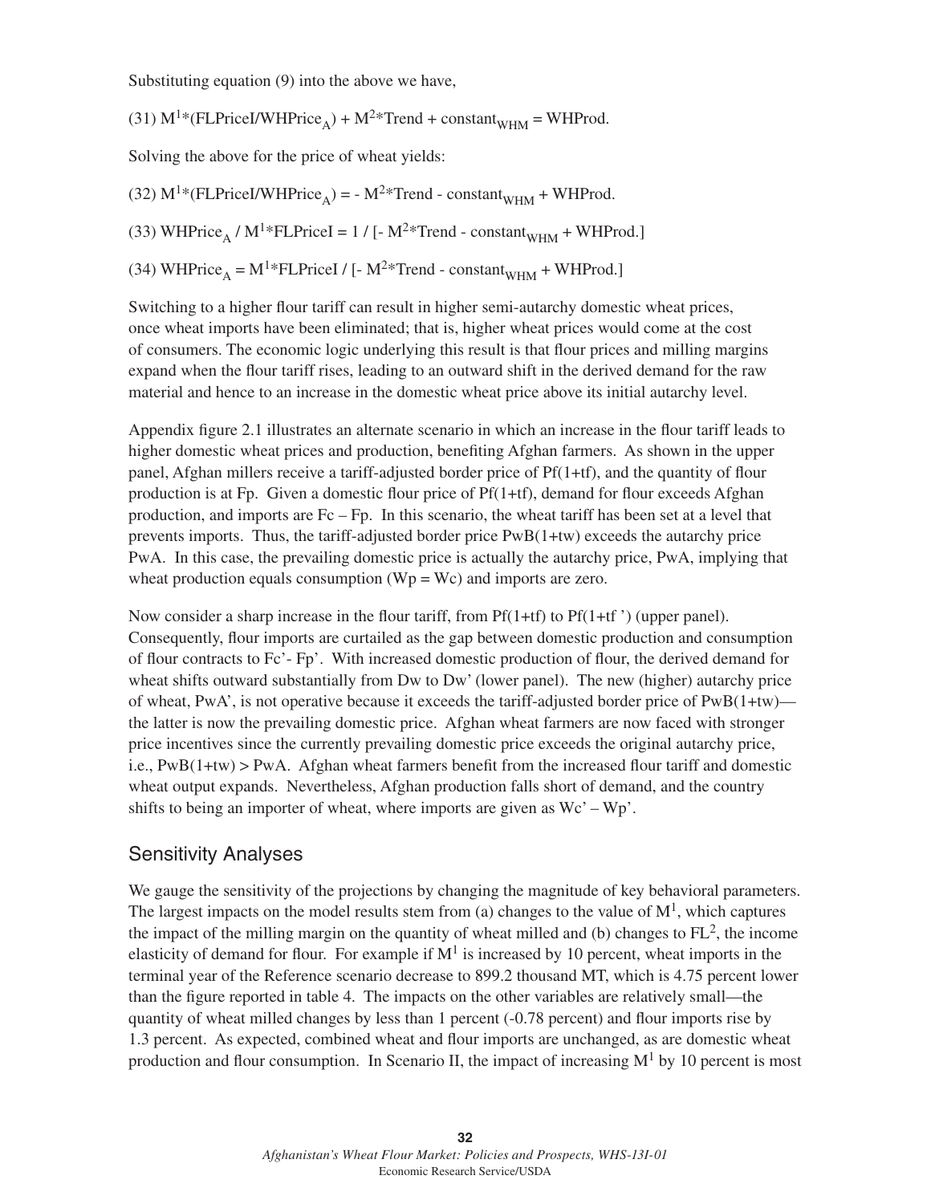Substituting equation (9) into the above we have,

(31) $M^1*(FLPriceI/WHPrice_A) + M^2*Trend + constant_{WHM} = WHProd.$

Solving the above for the price of wheat yields:

(32) $M^1*(FLPriceI/WHPrice_A) = - M^2*Trend - constant_{WHM} + WHProd.$

(33) $WHPrice_A / M^1*FLPriceI = 1 / [- M^2*Trend - constant_{WHM} + WHProd.]$

(34) $WHPrice_A = M^1*FLPriceI / [- M^2*Trend - constant_{WHM} + WHProd.]$

Switching to a higher flour tariff can result in higher semi-autarchy domestic wheat prices, once wheat imports have been eliminated; that is, higher wheat prices would come at the cost of consumers. The economic logic underlying this result is that flour prices and milling margins expand when the flour tariff rises, leading to an outward shift in the derived demand for the raw material and hence to an increase in the domestic wheat price above its initial autarchy level.

Appendix figure 2.1 illustrates an alternate scenario in which an increase in the flour tariff leads to higher domestic wheat prices and production, benefiting Afghan farmers. As shown in the upper panel, Afghan millers receive a tariff-adjusted border price of Pf(1+tf), and the quantity of flour production is at Fp. Given a domestic flour price of Pf(1+tf), demand for flour exceeds Afghan production, and imports are Fc – Fp. In this scenario, the wheat tariff has been set at a level that prevents imports. Thus, the tariff-adjusted border price PwB(1+tw) exceeds the autarchy price PwA. In this case, the prevailing domestic price is actually the autarchy price, PwA, implying that wheat production equals consumption (Wp = Wc) and imports are zero.

Now consider a sharp increase in the flour tariff, from Pf(1+tf) to Pf(1+tf ') (upper panel). Consequently, flour imports are curtailed as the gap between domestic production and consumption of flour contracts to Fc'- Fp'. With increased domestic production of flour, the derived demand for wheat shifts outward substantially from Dw to Dw' (lower panel). The new (higher) autarchy price of wheat, PwA', is not operative because it exceeds the tariff-adjusted border price of PwB(1+tw)—the latter is now the prevailing domestic price. Afghan wheat farmers are now faced with stronger price incentives since the currently prevailing domestic price exceeds the original autarchy price, i.e., PwB(1+tw) > PwA. Afghan wheat farmers benefit from the increased flour tariff and domestic wheat output expands. Nevertheless, Afghan production falls short of demand, and the country shifts to being an importer of wheat, where imports are given as Wc' – Wp'.

## Sensitivity Analyses

We gauge the sensitivity of the projections by changing the magnitude of key behavioral parameters. The largest impacts on the model results stem from (a) changes to the value of $M^1$, which captures the impact of the milling margin on the quantity of wheat milled and (b) changes to $FL^2$, the income elasticity of demand for flour. For example if $M^1$ is increased by 10 percent, wheat imports in the terminal year of the Reference scenario decrease to 899.2 thousand MT, which is 4.75 percent lower than the figure reported in table 4. The impacts on the other variables are relatively small—the quantity of wheat milled changes by less than 1 percent (-0.78 percent) and flour imports rise by 1.3 percent. As expected, combined wheat and flour imports are unchanged, as are domestic wheat production and flour consumption. In Scenario II, the impact of increasing $M^1$ by 10 percent is most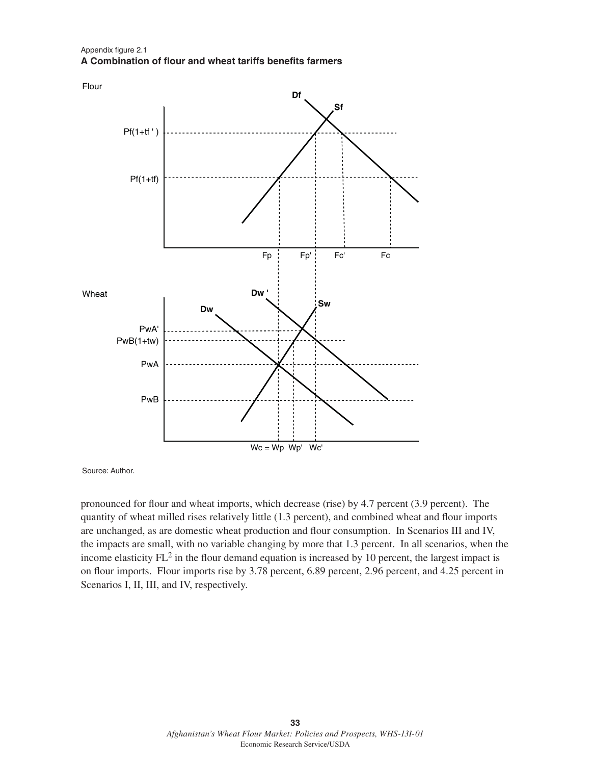Appendix figure 2.1
**A Combination of flour and wheat tariffs benefits farmers**

Source: Author.

pronounced for flour and wheat imports, which decrease (rise) by 4.7 percent (3.9 percent). The quantity of wheat milled rises relatively little (1.3 percent), and combined wheat and flour imports are unchanged, as are domestic wheat production and flour consumption. In Scenarios III and IV, the impacts are small, with no variable changing by more that 1.3 percent. In all scenarios, when the income elasticity $FL^2$ in the flour demand equation is increased by 10 percent, the largest impact is on flour imports. Flour imports rise by 3.78 percent, 6.89 percent, 2.96 percent, and 4.25 percent in Scenarios I, II, III, and IV, respectively.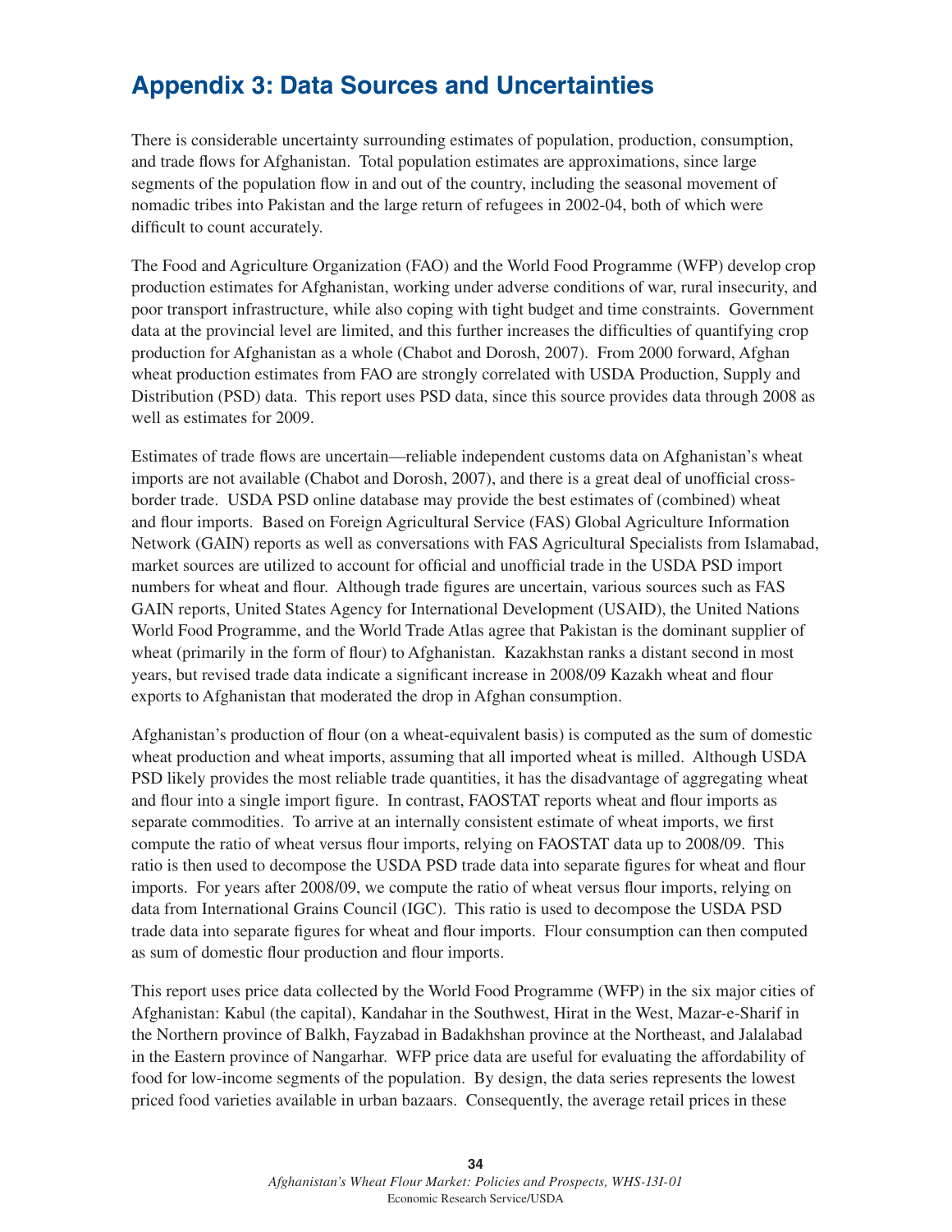# Appendix 3: Data Sources and Uncertainties

There is considerable uncertainty surrounding estimates of population, production, consumption, and trade flows for Afghanistan. Total population estimates are approximations, since large segments of the population flow in and out of the country, including the seasonal movement of nomadic tribes into Pakistan and the large return of refugees in 2002-04, both of which were difficult to count accurately.

The Food and Agriculture Organization (FAO) and the World Food Programme (WFP) develop crop production estimates for Afghanistan, working under adverse conditions of war, rural insecurity, and poor transport infrastructure, while also coping with tight budget and time constraints. Government data at the provincial level are limited, and this further increases the difficulties of quantifying crop production for Afghanistan as a whole (Chabot and Dorosh, 2007). From 2000 forward, Afghan wheat production estimates from FAO are strongly correlated with USDA Production, Supply and Distribution (PSD) data. This report uses PSD data, since this source provides data through 2008 as well as estimates for 2009.

Estimates of trade flows are uncertain—reliable independent customs data on Afghanistan's wheat imports are not available (Chabot and Dorosh, 2007), and there is a great deal of unofficial cross-border trade. USDA PSD online database may provide the best estimates of (combined) wheat and flour imports. Based on Foreign Agricultural Service (FAS) Global Agriculture Information Network (GAIN) reports as well as conversations with FAS Agricultural Specialists from Islamabad, market sources are utilized to account for official and unofficial trade in the USDA PSD import numbers for wheat and flour. Although trade figures are uncertain, various sources such as FAS GAIN reports, United States Agency for International Development (USAID), the United Nations World Food Programme, and the World Trade Atlas agree that Pakistan is the dominant supplier of wheat (primarily in the form of flour) to Afghanistan. Kazakhstan ranks a distant second in most years, but revised trade data indicate a significant increase in 2008/09 Kazakh wheat and flour exports to Afghanistan that moderated the drop in Afghan consumption.

Afghanistan's production of flour (on a wheat-equivalent basis) is computed as the sum of domestic wheat production and wheat imports, assuming that all imported wheat is milled. Although USDA PSD likely provides the most reliable trade quantities, it has the disadvantage of aggregating wheat and flour into a single import figure. In contrast, FAOSTAT reports wheat and flour imports as separate commodities. To arrive at an internally consistent estimate of wheat imports, we first compute the ratio of wheat versus flour imports, relying on FAOSTAT data up to 2008/09. This ratio is then used to decompose the USDA PSD trade data into separate figures for wheat and flour imports. For years after 2008/09, we compute the ratio of wheat versus flour imports, relying on data from International Grains Council (IGC). This ratio is used to decompose the USDA PSD trade data into separate figures for wheat and flour imports. Flour consumption can then computed as sum of domestic flour production and flour imports.

This report uses price data collected by the World Food Programme (WFP) in the six major cities of Afghanistan: Kabul (the capital), Kandahar in the Southwest, Hirat in the West, Mazar-e-Sharif in the Northern province of Balkh, Fayzabad in Badakhshan province at the Northeast, and Jalalabad in the Eastern province of Nangarhar. WFP price data are useful for evaluating the affordability of food for low-income segments of the population. By design, the data series represents the lowest priced food varieties available in urban bazaars. Consequently, the average retail prices in these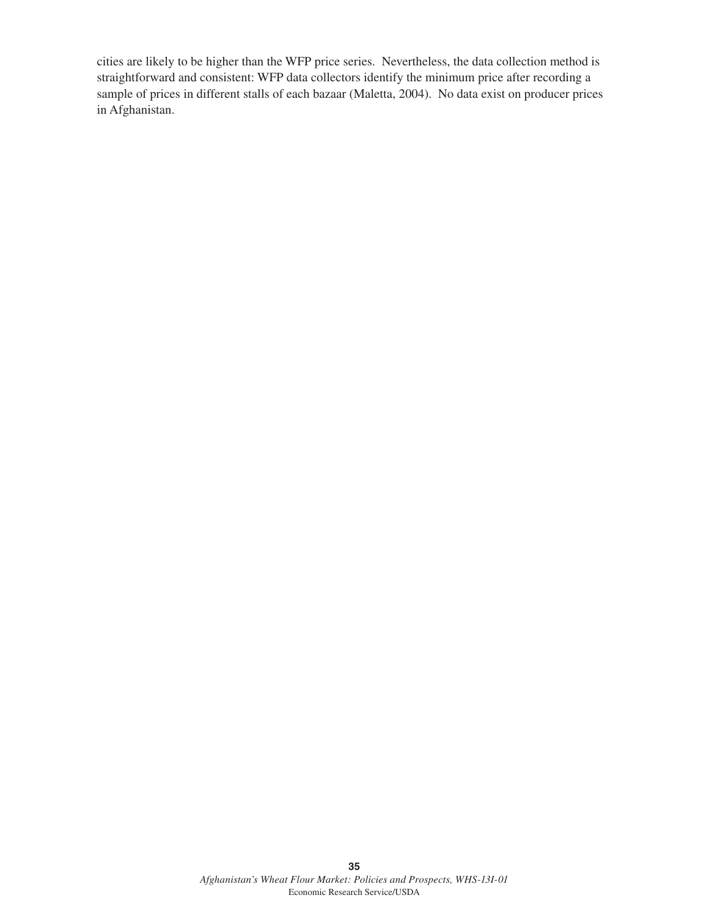cities are likely to be higher than the WFP price series. Nevertheless, the data collection method is straightforward and consistent: WFP data collectors identify the minimum price after recording a sample of prices in different stalls of each bazaar (Maletta, 2004). No data exist on producer prices in Afghanistan.